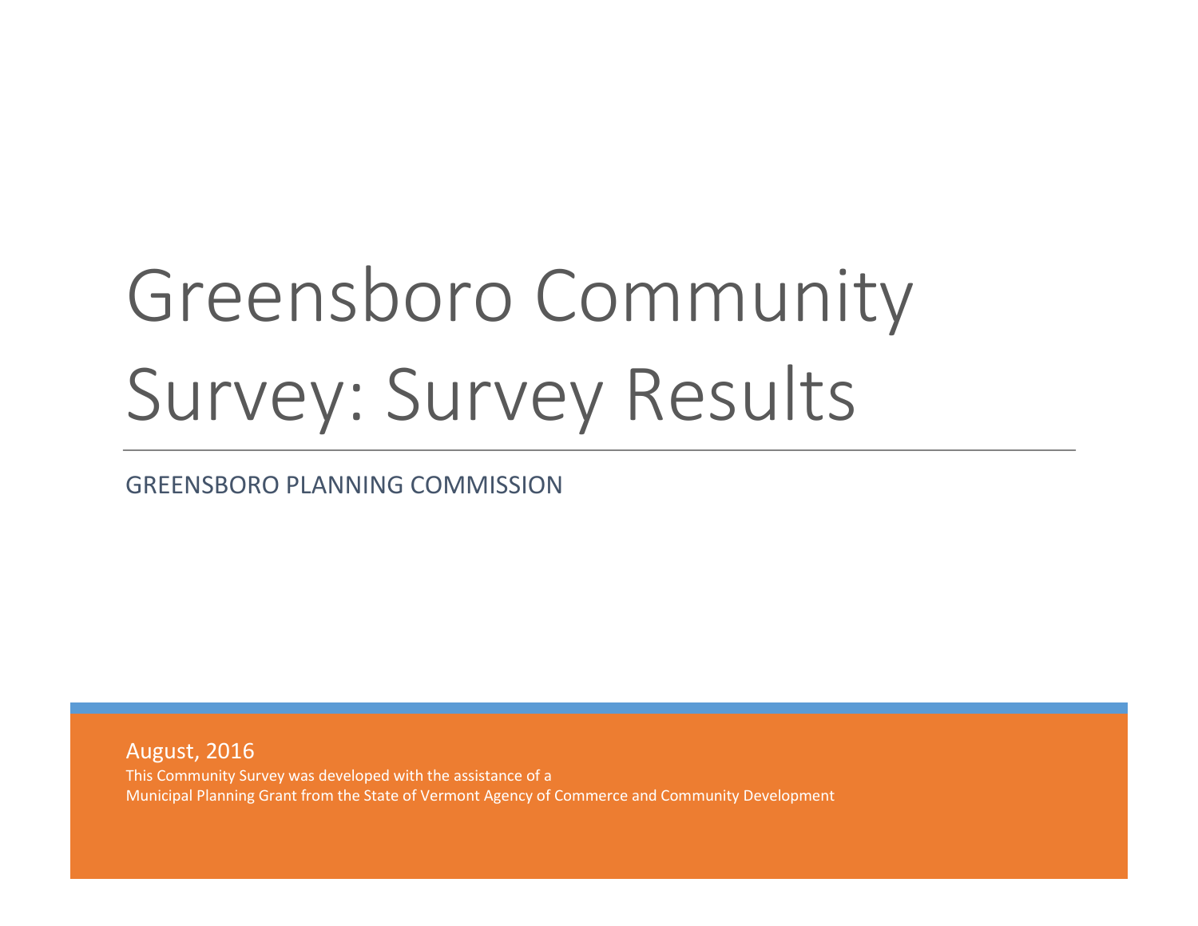# Greensboro Community Survey: Survey Results

GREENSBORO PLANNING COMMISSION

August, 2016

This Community Survey was developed with the assistance of a
Municipal Planning Grant from the State of Vermont Agency of Commerce and Community Development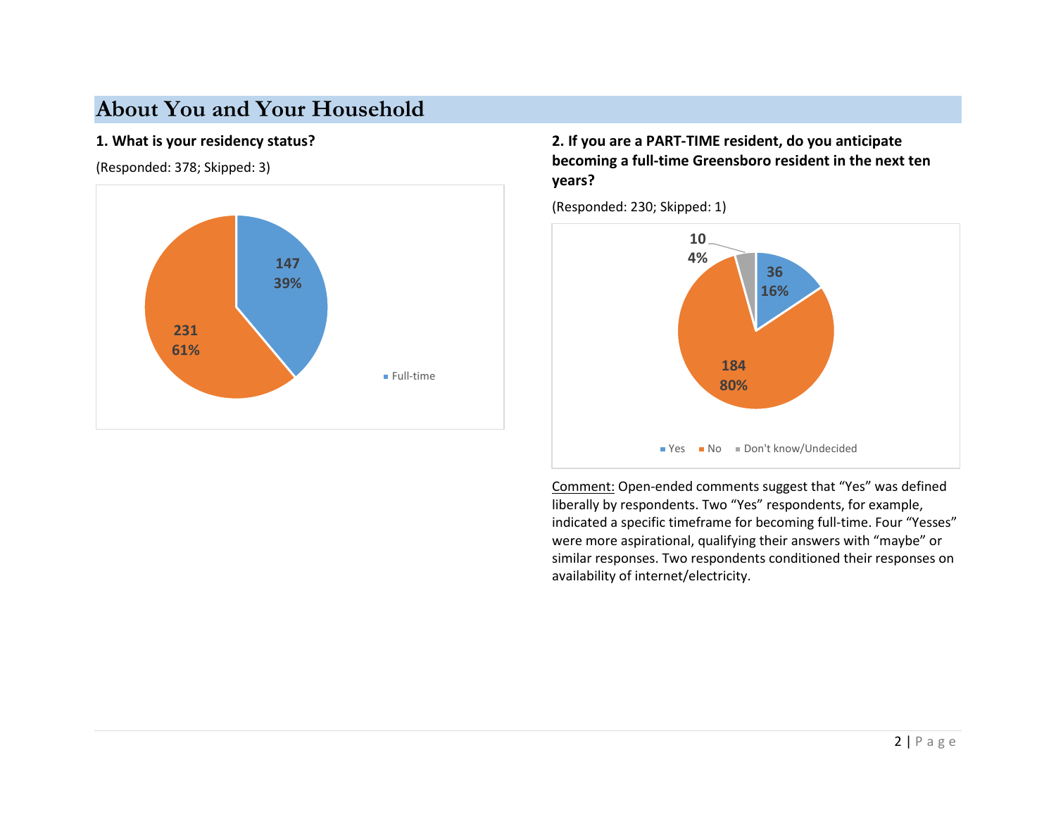## About You and Your Household

**1. What is your residency status?**

(Responded: 378; Skipped: 3)

| Residency status | Count | Percent |
|---|---|---|
| Full-time | 147 | 39% |
| | 231 | 61% |

**2. If you are a PART-TIME resident, do you anticipate becoming a full-time Greensboro resident in the next ten years?**

(Responded: 230; Skipped: 1)

| Response | Count | Percent |
|---|---|---|
| Yes | 36 | 16% |
| No | 184 | 80% |
| Don't know/Undecided | 10 | 4% |

Comment: Open-ended comments suggest that "Yes" was defined liberally by respondents. Two "Yes" respondents, for example, indicated a specific timeframe for becoming full-time. Four "Yesses" were more aspirational, qualifying their answers with "maybe" or similar responses. Two respondents conditioned their responses on availability of internet/electricity.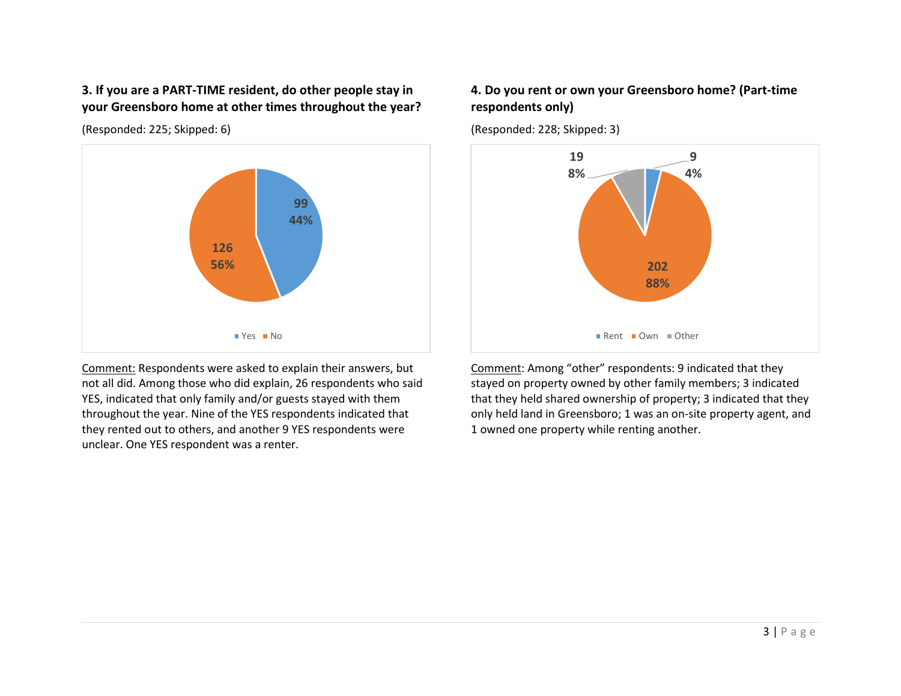### 3. If you are a PART-TIME resident, do other people stay in your Greensboro home at other times throughout the year?

(Responded: 225; Skipped: 6)

| Response | Count | Percent |
|---|---|---|
| Yes | 99 | 44% |
| No | 126 | 56% |

Comment: Respondents were asked to explain their answers, but not all did. Among those who did explain, 26 respondents who said YES, indicated that only family and/or guests stayed with them throughout the year. Nine of the YES respondents indicated that they rented out to others, and another 9 YES respondents were unclear. One YES respondent was a renter.

### 4. Do you rent or own your Greensboro home? (Part-time respondents only)

(Responded: 228; Skipped: 3)

| Response | Count | Percent |
|---|---|---|
| Rent | 9 | 4% |
| Own | 202 | 88% |
| Other | 19 | 8% |

Comment: Among "other" respondents: 9 indicated that they stayed on property owned by other family members; 3 indicated that they held shared ownership of property; 3 indicated that they only held land in Greensboro; 1 was an on-site property agent, and 1 owned one property while renting another.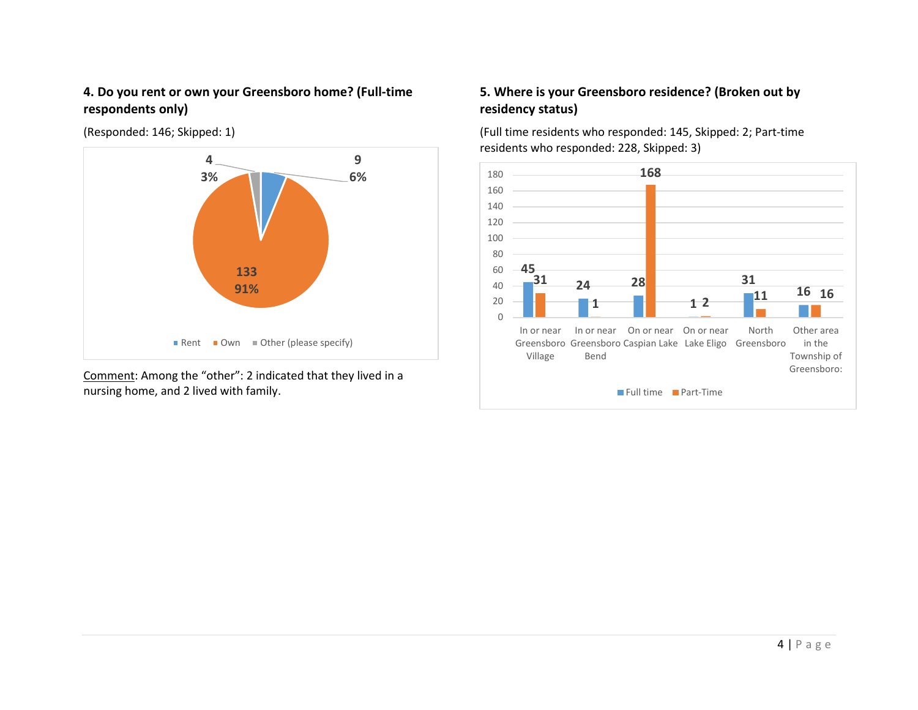**4. Do you rent or own your Greensboro home? (Full-time respondents only)**

(Responded: 146; Skipped: 1)

| Response | Count | Percent |
| --- | --- | --- |
| Rent | 9 | 6% |
| Own | 133 | 91% |
| Other (please specify) | 4 | 3% |

Comment: Among the "other": 2 indicated that they lived in a nursing home, and 2 lived with family.

**5. Where is your Greensboro residence? (Broken out by residency status)**

(Full time residents who responded: 145, Skipped: 2; Part-time residents who responded: 228, Skipped: 3)

| Location | Full time | Part-Time |
| --- | --- | --- |
| In or near Greensboro Village | 45 | 31 |
| In or near Greensboro Bend | 24 | 1 |
| On or near Caspian Lake | 28 | 168 |
| On or near Lake Eligo | 1 | 2 |
| North Greensboro | 31 | 11 |
| Other area in the Township of Greensboro: | 16 | 16 |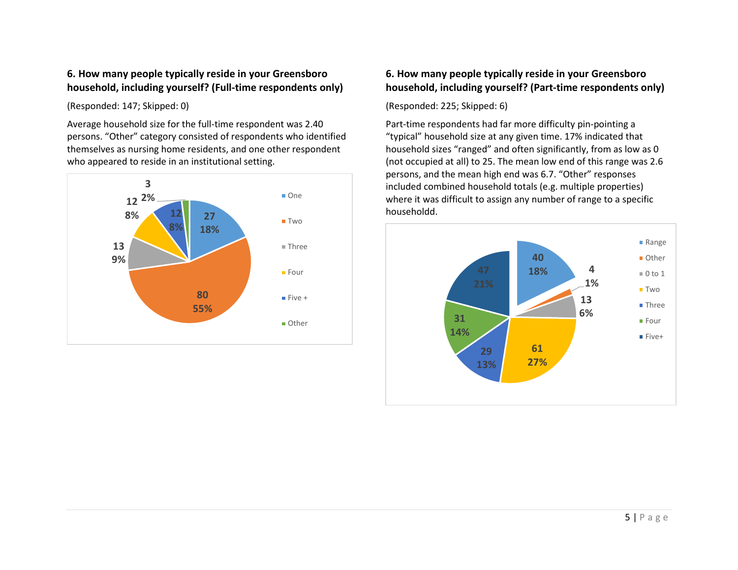### 6. How many people typically reside in your Greensboro household, including yourself? (Full-time respondents only)

(Responded: 147; Skipped: 0)

Average household size for the full-time respondent was 2.40 persons. "Other" category consisted of respondents who identified themselves as nursing home residents, and one other respondent who appeared to reside in an institutional setting.

| Household size | Count | Percent |
|---|---|---|
| One | 27 | 18% |
| Two | 80 | 55% |
| Three | 13 | 9% |
| Four | 12 | 8% |
| Five + | 12 | 8% |
| Other | 3 | 2% |

### 6. How many people typically reside in your Greensboro household, including yourself? (Part-time respondents only)

(Responded: 225; Skipped: 6)

Part-time respondents had far more difficulty pin-pointing a "typical" household size at any given time. 17% indicated that household sizes "ranged" and often significantly, from as low as 0 (not occupied at all) to 25. The mean low end of this range was 2.6 persons, and the mean high end was 6.7. "Other" responses included combined household totals (e.g. multiple properties) where it was difficult to assign any number of range to a specific householdd.

| Household size | Count | Percent |
|---|---|---|
| Range | 40 | 18% |
| Other | 4 | 1% |
| 0 to 1 | 13 | 6% |
| Two | 61 | 27% |
| Three | 29 | 13% |
| Four | 31 | 14% |
| Five+ | 47 | 21% |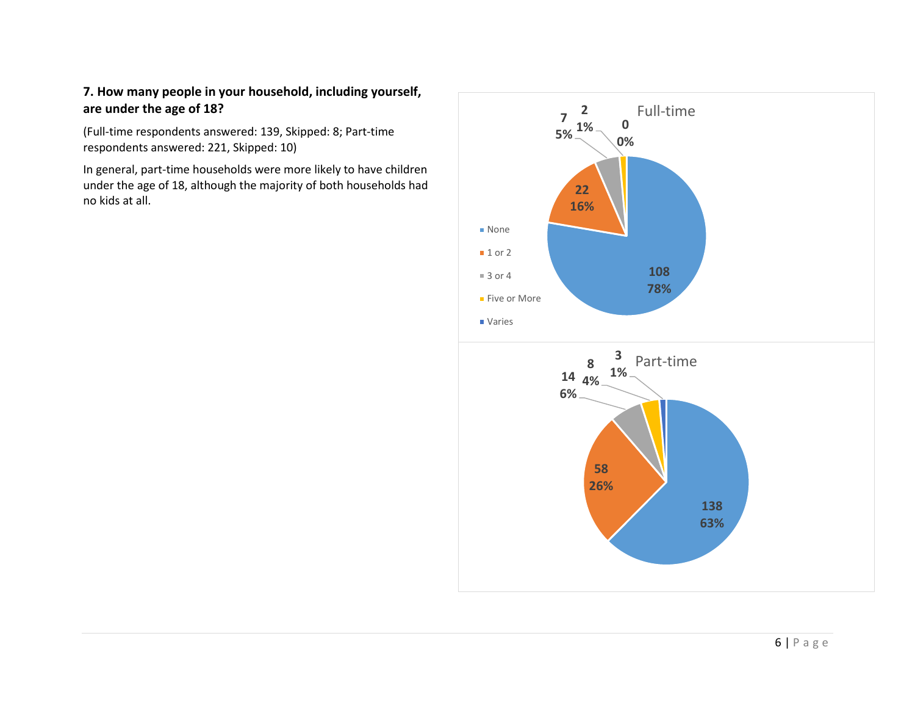**7. How many people in your household, including yourself, are under the age of 18?**

(Full-time respondents answered: 139, Skipped: 8; Part-time respondents answered: 221, Skipped: 10)

In general, part-time households were more likely to have children under the age of 18, although the majority of both households had no kids at all.

**Full-time**

| Response | Count | Percent |
|---|---|---|
| None | 108 | 78% |
| 1 or 2 | 22 | 16% |
| 3 or 4 | 7 | 5% |
| Five or More | 2 | 1% |
| Varies | 0 | 0% |

**Part-time**

| Response | Count | Percent |
|---|---|---|
| None | 138 | 63% |
| 1 or 2 | 58 | 26% |
| 3 or 4 | 14 | 6% |
| Five or More | 8 | 4% |
| Varies | 3 | 1% |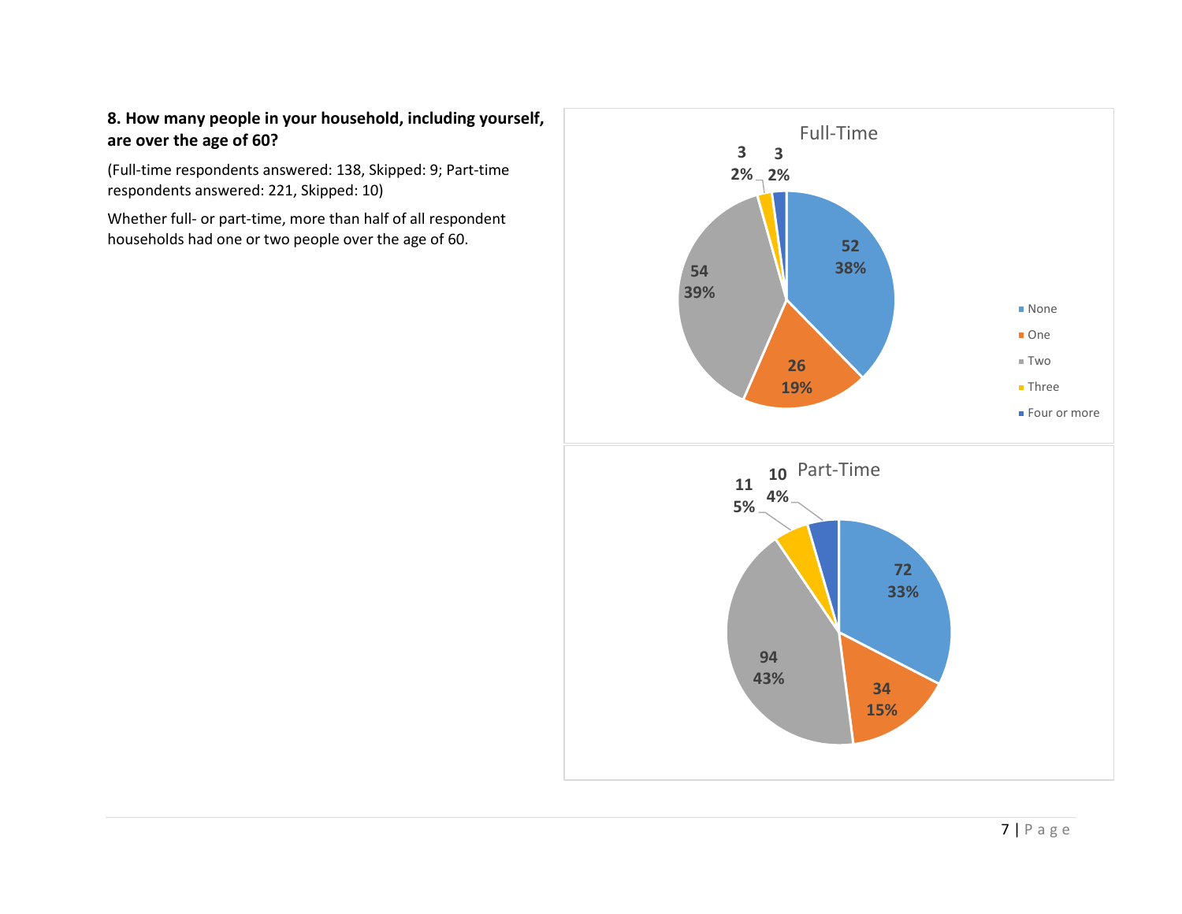**8. How many people in your household, including yourself, are over the age of 60?**

(Full-time respondents answered: 138, Skipped: 9; Part-time respondents answered: 221, Skipped: 10)

Whether full- or part-time, more than half of all respondent households had one or two people over the age of 60.

**Full-Time**

| Response | Count | Percent |
| --- | --- | --- |
| None | 52 | 38% |
| One | 26 | 19% |
| Two | 54 | 39% |
| Three | 3 | 2% |
| Four or more | 3 | 2% |

**Part-Time**

| Response | Count | Percent |
| --- | --- | --- |
| None | 72 | 33% |
| One | 34 | 15% |
| Two | 94 | 43% |
| Three | 11 | 5% |
| Four or more | 10 | 4% |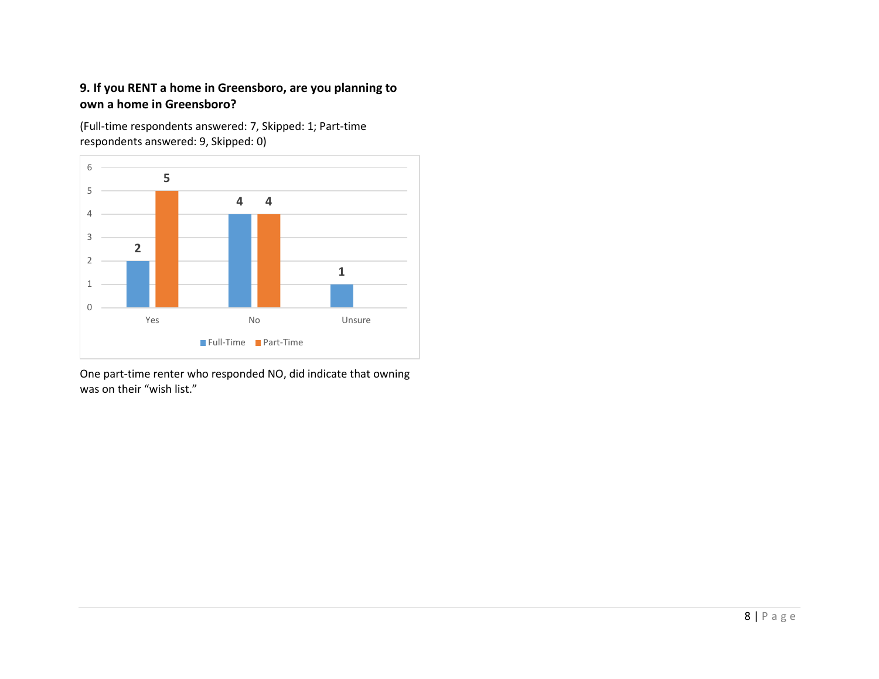**9. If you RENT a home in Greensboro, are you planning to own a home in Greensboro?**

(Full-time respondents answered: 7, Skipped: 1; Part-time respondents answered: 9, Skipped: 0)

| | Full-Time | Part-Time |
|---|---|---|
| Yes | 2 | 5 |
| No | 4 | 4 |
| Unsure | 1 | |

One part-time renter who responded NO, did indicate that owning was on their "wish list."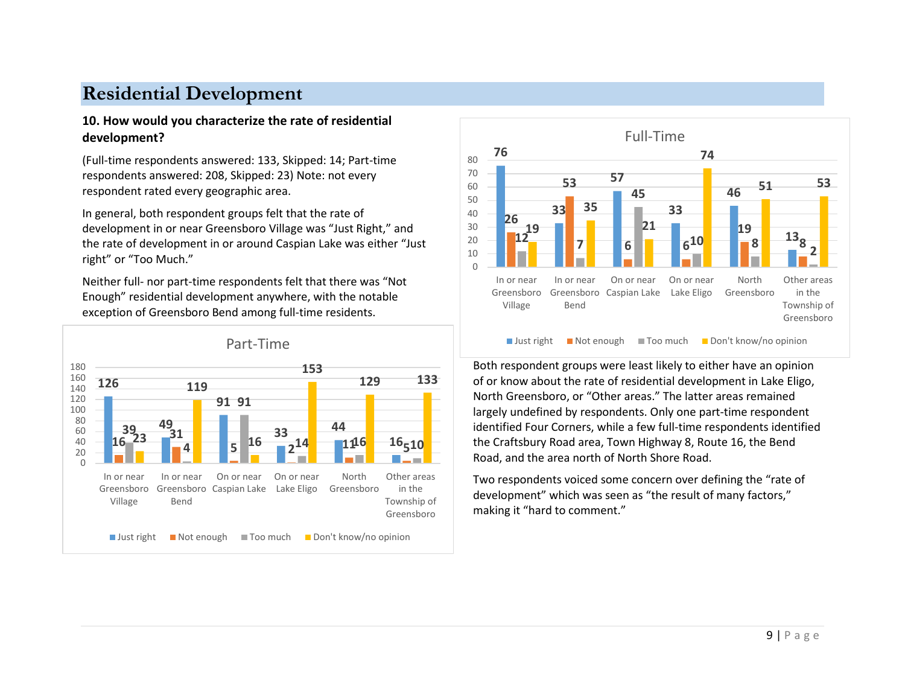# Residential Development

**10. How would you characterize the rate of residential development?**

(Full-time respondents answered: 133, Skipped: 14; Part-time respondents answered: 208, Skipped: 23) Note: not every respondent rated every geographic area.

In general, both respondent groups felt that the rate of development in or near Greensboro Village was "Just Right," and the rate of development in or around Caspian Lake was either "Just right" or "Too Much."

Neither full- nor part-time respondents felt that there was "Not Enough" residential development anywhere, with the notable exception of Greensboro Bend among full-time residents.

**Part-Time**

| | Just right | Not enough | Too much | Don't know/no opinion |
|---|---|---|---|---|
| In or near Greensboro Village | 126 | 16 | 39 | 23 |
| In or near Greensboro Bend | 49 | 31 | 4 | 119 |
| On or near Caspian Lake | 91 | 5 | 91 | 16 |
| On or near Lake Eligo | 33 | 2 | 14 | 153 |
| North Greensboro | 44 | 11 | 16 | 129 |
| Other areas in the Township of Greensboro | 16 | 5 | 10 | 133 |

**Full-Time**

| | Just right | Not enough | Too much | Don't know/no opinion |
|---|---|---|---|---|
| In or near Greensboro Village | 76 | 26 | 12 | 19 |
| In or near Greensboro Bend | 33 | 53 | 7 | 35 |
| On or near Caspian Lake | 57 | 6 | 45 | 21 |
| On or near Lake Eligo | 33 | 6 | 10 | 74 |
| North Greensboro | 46 | 19 | 8 | 51 |
| Other areas in the Township of Greensboro | 13 | 8 | 2 | 53 |

Both respondent groups were least likely to either have an opinion of or know about the rate of residential development in Lake Eligo, North Greensboro, or "Other areas." The latter areas remained largely undefined by respondents. Only one part-time respondent identified Four Corners, while a few full-time respondents identified the Craftsbury Road area, Town Highway 8, Route 16, the Bend Road, and the area north of North Shore Road.

Two respondents voiced some concern over defining the "rate of development" which was seen as "the result of many factors," making it "hard to comment."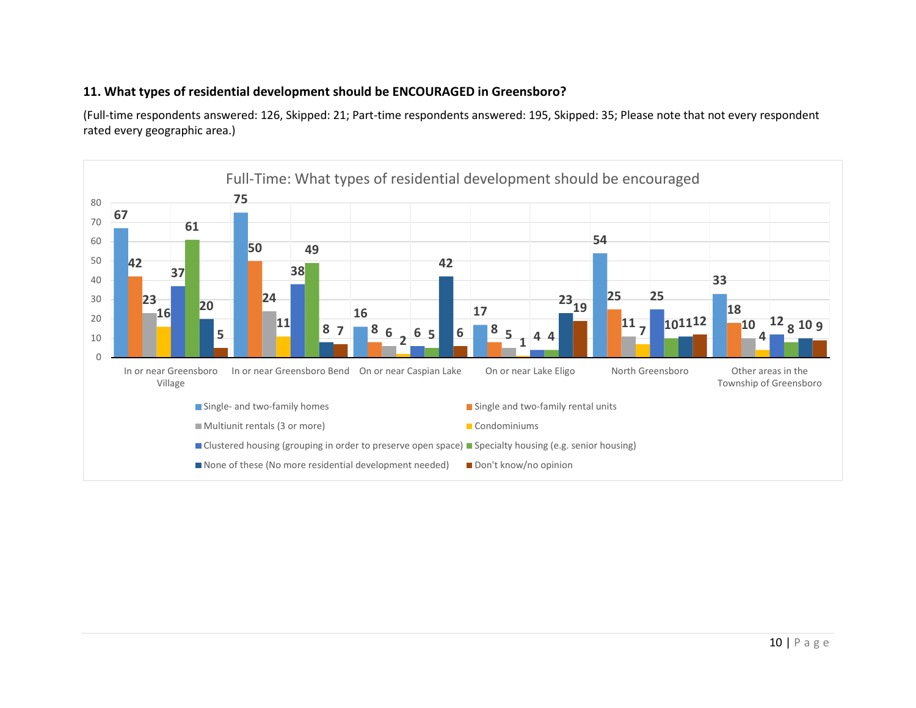**11. What types of residential development should be ENCOURAGED in Greensboro?**

(Full-time respondents answered: 126, Skipped: 21; Part-time respondents answered: 195, Skipped: 35; Please note that not every respondent rated every geographic area.)

Full-Time: What types of residential development should be encouraged

| | In or near Greensboro Village | In or near Greensboro Bend | On or near Caspian Lake | On or near Lake Eligo | North Greensboro | Other areas in the Township of Greensboro |
|---|---|---|---|---|---|---|
| Single- and two-family homes | 67 | 75 | 16 | 17 | 54 | 33 |
| Single and two-family rental units | 42 | 50 | 8 | 8 | 25 | 18 |
| Multiunit rentals (3 or more) | 23 | 24 | 6 | 5 | 11 | 10 |
| Condominiums | 16 | 11 | 2 | 1 | 7 | 4 |
| Clustered housing (grouping in order to preserve open space) | 37 | 38 | 6 | 4 | 25 | 12 |
| Specialty housing (e.g. senior housing) | 61 | 49 | 5 | 4 | 10 | 8 |
| None of these (No more residential development needed) | 20 | 8 | 42 | 23 | 11 | 10 |
| Don't know/no opinion | 5 | 7 | 6 | 19 | 12 | 9 |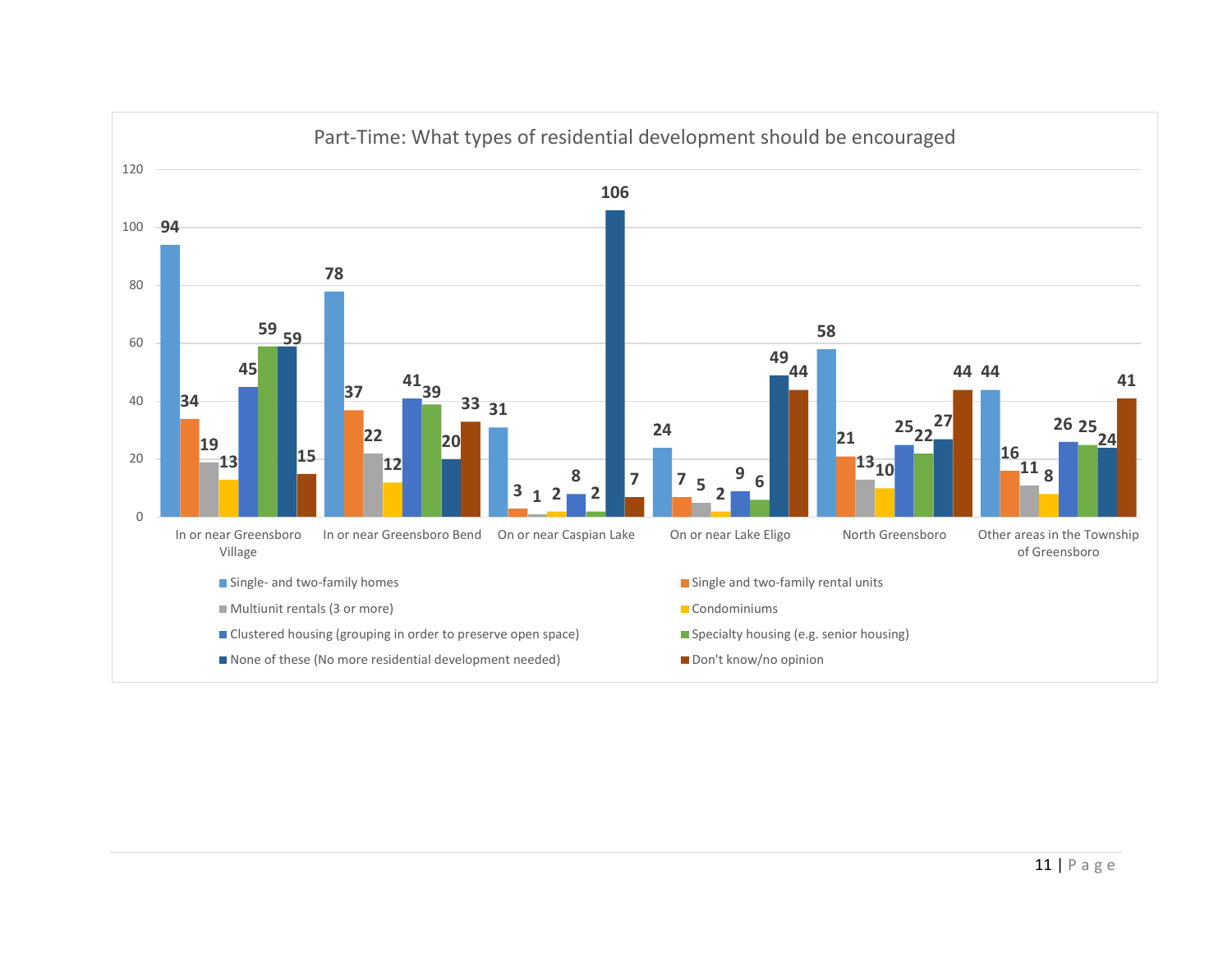## Part-Time: What types of residential development should be encouraged

| Location | Single- and two-family homes | Single and two-family rental units | Multiunit rentals (3 or more) | Condominiums | Clustered housing (grouping in order to preserve open space) | Specialty housing (e.g. senior housing) | None of these (No more residential development needed) | Don't know/no opinion |
|---|---|---|---|---|---|---|---|---|
| In or near Greensboro Village | 94 | 34 | 19 | 13 | 45 | 59 | 59 | 15 |
| In or near Greensboro Bend | 78 | 37 | 22 | 12 | 41 | 39 | 20 | 33 |
| On or near Caspian Lake | 31 | 3 | 1 | 2 | 8 | 2 | 106 | 7 |
| On or near Lake Eligo | 24 | 7 | 5 | 2 | 9 | 6 | 49 | 44 |
| North Greensboro | 58 | 21 | 13 | 10 | 25 | 22 | 27 | 44 |
| Other areas in the Township of Greensboro | 44 | 16 | 11 | 8 | 26 | 25 | 24 | 41 |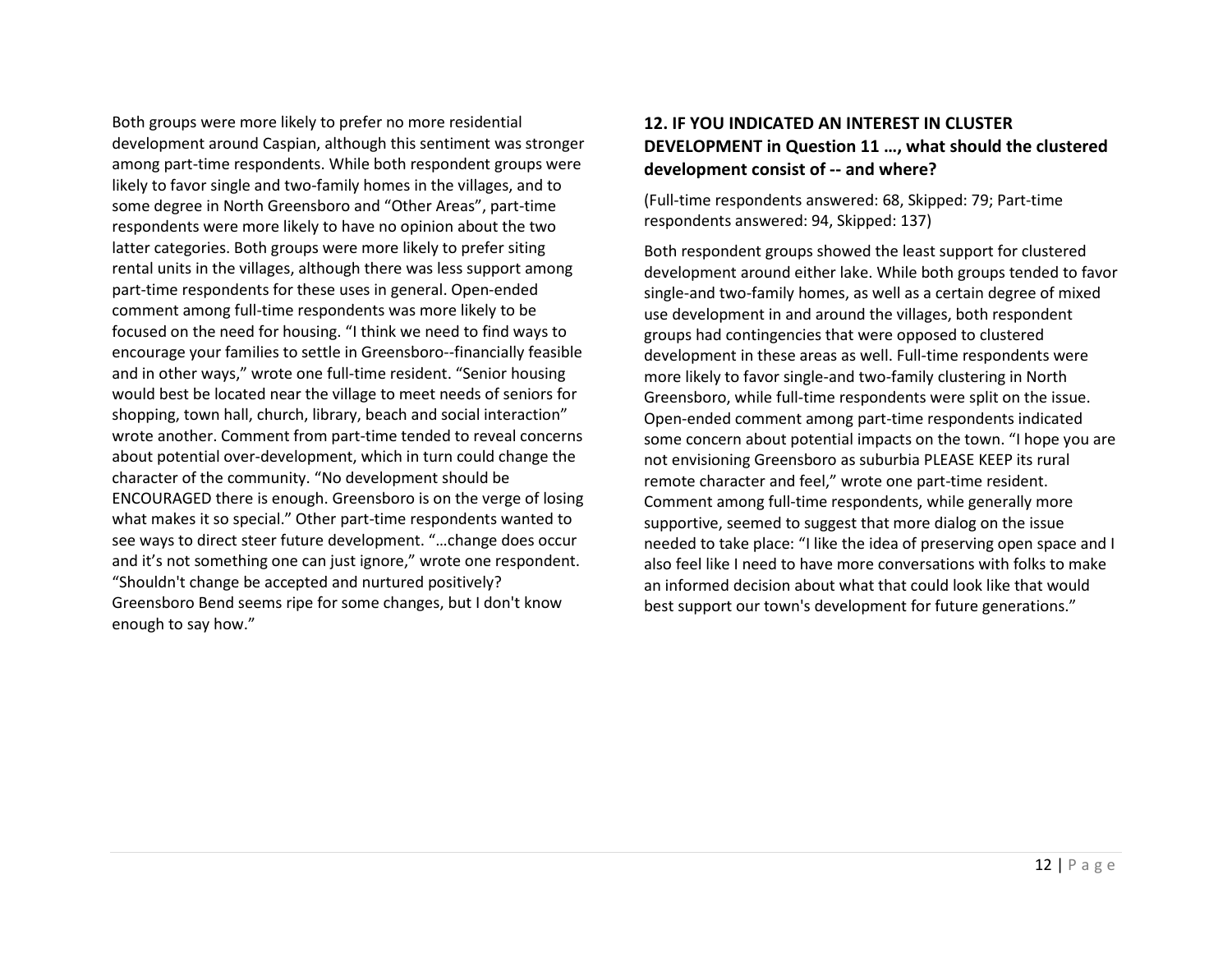Both groups were more likely to prefer no more residential development around Caspian, although this sentiment was stronger among part-time respondents. While both respondent groups were likely to favor single and two-family homes in the villages, and to some degree in North Greensboro and "Other Areas", part-time respondents were more likely to have no opinion about the two latter categories. Both groups were more likely to prefer siting rental units in the villages, although there was less support among part-time respondents for these uses in general. Open-ended comment among full-time respondents was more likely to be focused on the need for housing. "I think we need to find ways to encourage your families to settle in Greensboro--financially feasible and in other ways," wrote one full-time resident. "Senior housing would best be located near the village to meet needs of seniors for shopping, town hall, church, library, beach and social interaction" wrote another. Comment from part-time tended to reveal concerns about potential over-development, which in turn could change the character of the community. "No development should be ENCOURAGED there is enough. Greensboro is on the verge of losing what makes it so special." Other part-time respondents wanted to see ways to direct steer future development. "…change does occur and it's not something one can just ignore," wrote one respondent. "Shouldn't change be accepted and nurtured positively? Greensboro Bend seems ripe for some changes, but I don't know enough to say how."

### 12. IF YOU INDICATED AN INTEREST IN CLUSTER DEVELOPMENT in Question 11 …, what should the clustered development consist of -- and where?

(Full-time respondents answered: 68, Skipped: 79; Part-time respondents answered: 94, Skipped: 137)

Both respondent groups showed the least support for clustered development around either lake. While both groups tended to favor single-and two-family homes, as well as a certain degree of mixed use development in and around the villages, both respondent groups had contingencies that were opposed to clustered development in these areas as well. Full-time respondents were more likely to favor single-and two-family clustering in North Greensboro, while full-time respondents were split on the issue. Open-ended comment among part-time respondents indicated some concern about potential impacts on the town. "I hope you are not envisioning Greensboro as suburbia PLEASE KEEP its rural remote character and feel," wrote one part-time resident. Comment among full-time respondents, while generally more supportive, seemed to suggest that more dialog on the issue needed to take place: "I like the idea of preserving open space and I also feel like I need to have more conversations with folks to make an informed decision about what that could look like that would best support our town's development for future generations."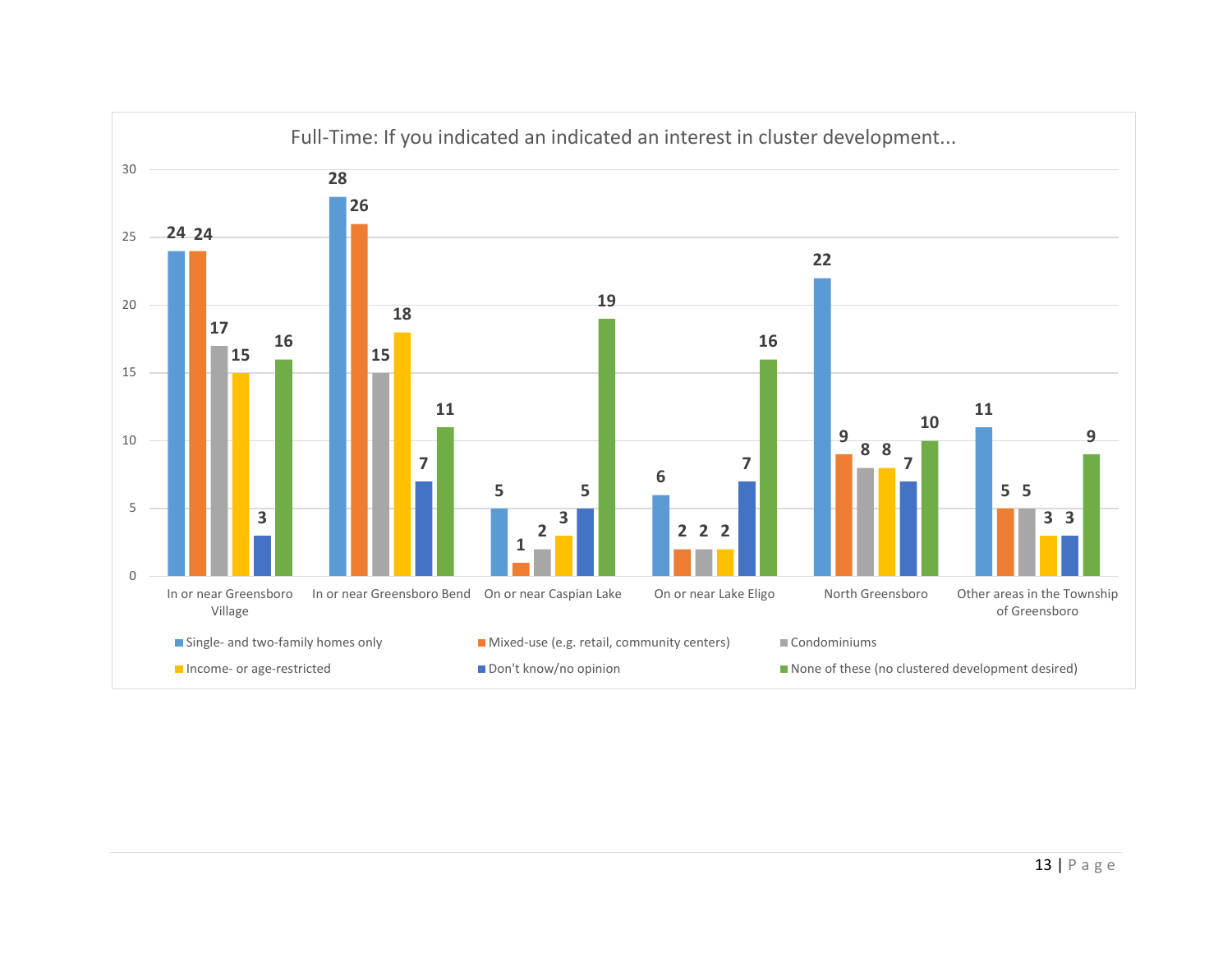Full-Time: If you indicated an indicated an interest in cluster development...

| | Single- and two-family homes only | Mixed-use (e.g. retail, community centers) | Condominiums | Income- or age-restricted | Don't know/no opinion | None of these (no clustered development desired) |
|---|---|---|---|---|---|---|
| In or near Greensboro Village | 24 | 24 | 17 | 15 | 3 | 16 |
| In or near Greensboro Bend | 28 | 26 | 15 | 18 | 7 | 11 |
| On or near Caspian Lake | 5 | 1 | 2 | 3 | 5 | 19 |
| On or near Lake Eligo | 6 | 2 | 2 | 2 | 7 | 16 |
| North Greensboro | 22 | 9 | 8 | 8 | 7 | 10 |
| Other areas in the Township of Greensboro | 11 | 5 | 5 | 3 | 3 | 9 |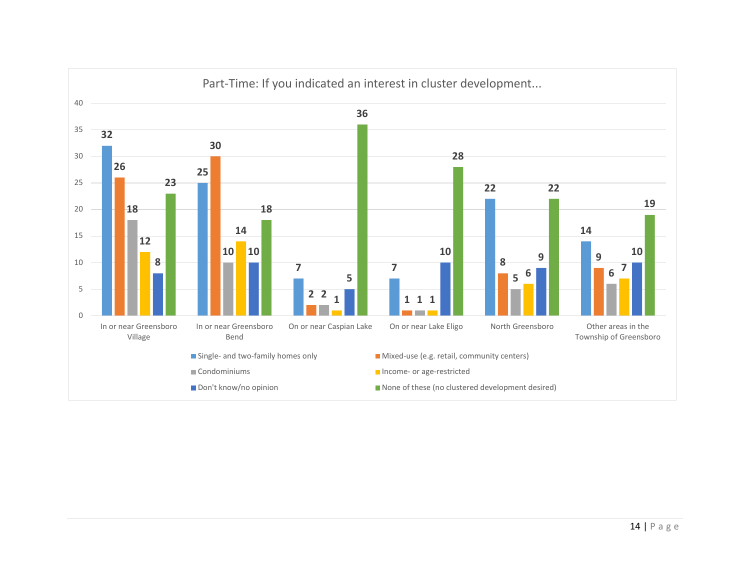## Part-Time: If you indicated an interest in cluster development...

| | Single- and two-family homes only | Mixed-use (e.g. retail, community centers) | Condominiums | Income- or age-restricted | Don't know/no opinion | None of these (no clustered development desired) |
|---|---|---|---|---|---|---|
| In or near Greensboro Village | 32 | 26 | 18 | 12 | 8 | 23 |
| In or near Greensboro Bend | 25 | 30 | 10 | 14 | 10 | 18 |
| On or near Caspian Lake | 7 | 2 | 2 | 1 | 5 | 36 |
| On or near Lake Eligo | 7 | 1 | 1 | 1 | 10 | 28 |
| North Greensboro | 22 | 8 | 5 | 6 | 9 | 22 |
| Other areas in the Township of Greensboro | 14 | 9 | 6 | 7 | 10 | 19 |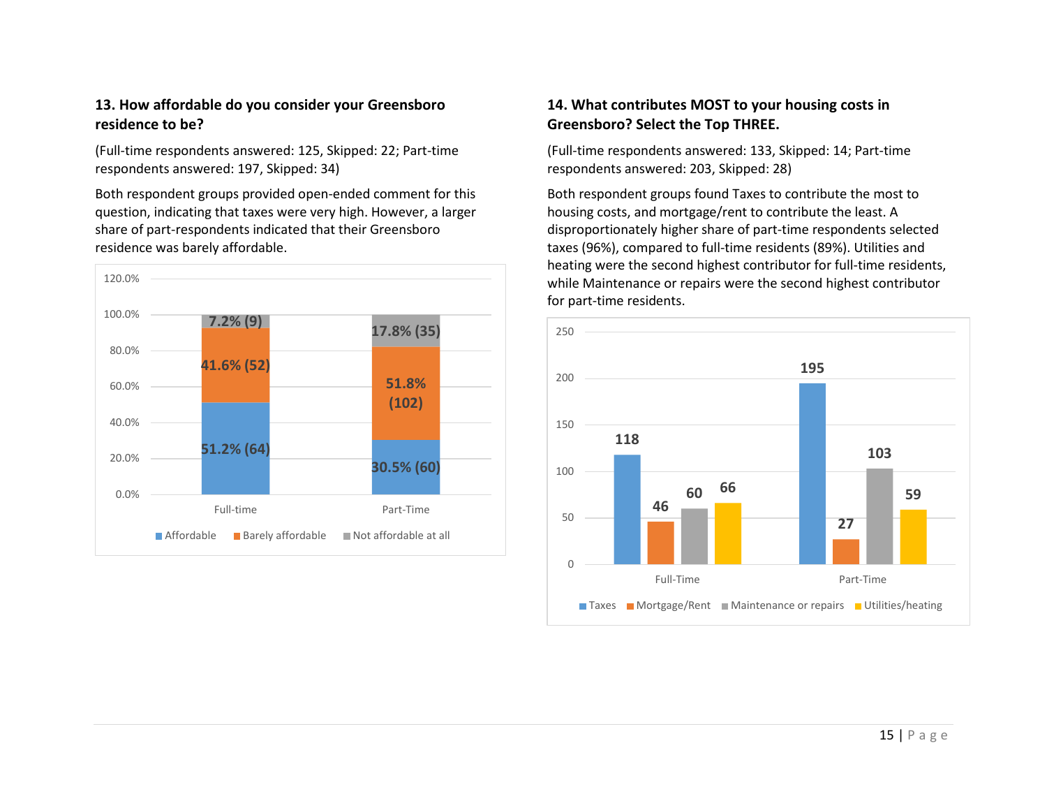### 13. How affordable do you consider your Greensboro residence to be?

(Full-time respondents answered: 125, Skipped: 22; Part-time respondents answered: 197, Skipped: 34)

Both respondent groups provided open-ended comment for this question, indicating that taxes were very high. However, a larger share of part-respondents indicated that their Greensboro residence was barely affordable.

| | Affordable | Barely affordable | Not affordable at all |
|---|---|---|---|
| Full-time | 51.2% (64) | 41.6% (52) | 7.2% (9) |
| Part-Time | 30.5% (60) | 51.8% (102) | 17.8% (35) |

### 14. What contributes MOST to your housing costs in Greensboro? Select the Top THREE.

(Full-time respondents answered: 133, Skipped: 14; Part-time respondents answered: 203, Skipped: 28)

Both respondent groups found Taxes to contribute the most to housing costs, and mortgage/rent to contribute the least. A disproportionately higher share of part-time respondents selected taxes (96%), compared to full-time residents (89%). Utilities and heating were the second highest contributor for full-time residents, while Maintenance or repairs were the second highest contributor for part-time residents.

| | Taxes | Mortgage/Rent | Maintenance or repairs | Utilities/heating |
|---|---|---|---|---|
| Full-Time | 118 | 46 | 60 | 66 |
| Part-Time | 195 | 27 | 103 | 59 |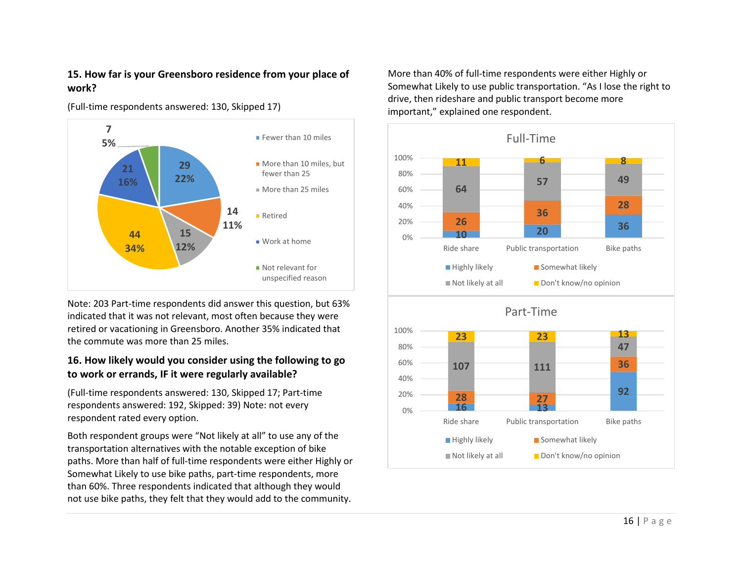**15. How far is your Greensboro residence from your place of work?**

(Full-time respondents answered: 130, Skipped 17)

| Response | Count | Percent |
|---|---|---|
| Fewer than 10 miles | 29 | 22% |
| More than 10 miles, but fewer than 25 | 14 | 11% |
| More than 25 miles | 15 | 12% |
| Retired | 44 | 34% |
| Work at home | 21 | 16% |
| Not relevant for unspecified reason | 7 | 5% |

Note: 203 Part-time respondents did answer this question, but 63% indicated that it was not relevant, most often because they were retired or vacationing in Greensboro. Another 35% indicated that the commute was more than 25 miles.

**16. How likely would you consider using the following to go to work or errands, IF it were regularly available?**

(Full-time respondents answered: 130, Skipped 17; Part-time respondents answered: 192, Skipped: 39) Note: not every respondent rated every option.

Both respondent groups were "Not likely at all" to use any of the transportation alternatives with the notable exception of bike paths. More than half of full-time respondents were either Highly or Somewhat Likely to use bike paths, part-time respondents, more than 60%. Three respondents indicated that although they would not use bike paths, they felt that they would add to the community.

More than 40% of full-time respondents were either Highly or Somewhat Likely to use public transportation. "As I lose the right to drive, then rideshare and public transport become more important," explained one respondent.

**Full-Time**

| | Highly likely | Somewhat likely | Not likely at all | Don't know/no opinion |
|---|---|---|---|---|
| Ride share | 10 | 26 | 64 | 11 |
| Public transportation | 20 | 36 | 57 | 6 |
| Bike paths | 36 | 28 | 49 | 8 |

**Part-Time**

| | Highly likely | Somewhat likely | Not likely at all | Don't know/no opinion |
|---|---|---|---|---|
| Ride share | 16 | 28 | 107 | 23 |
| Public transportation | 13 | 27 | 111 | 23 |
| Bike paths | 92 | 36 | 47 | 13 |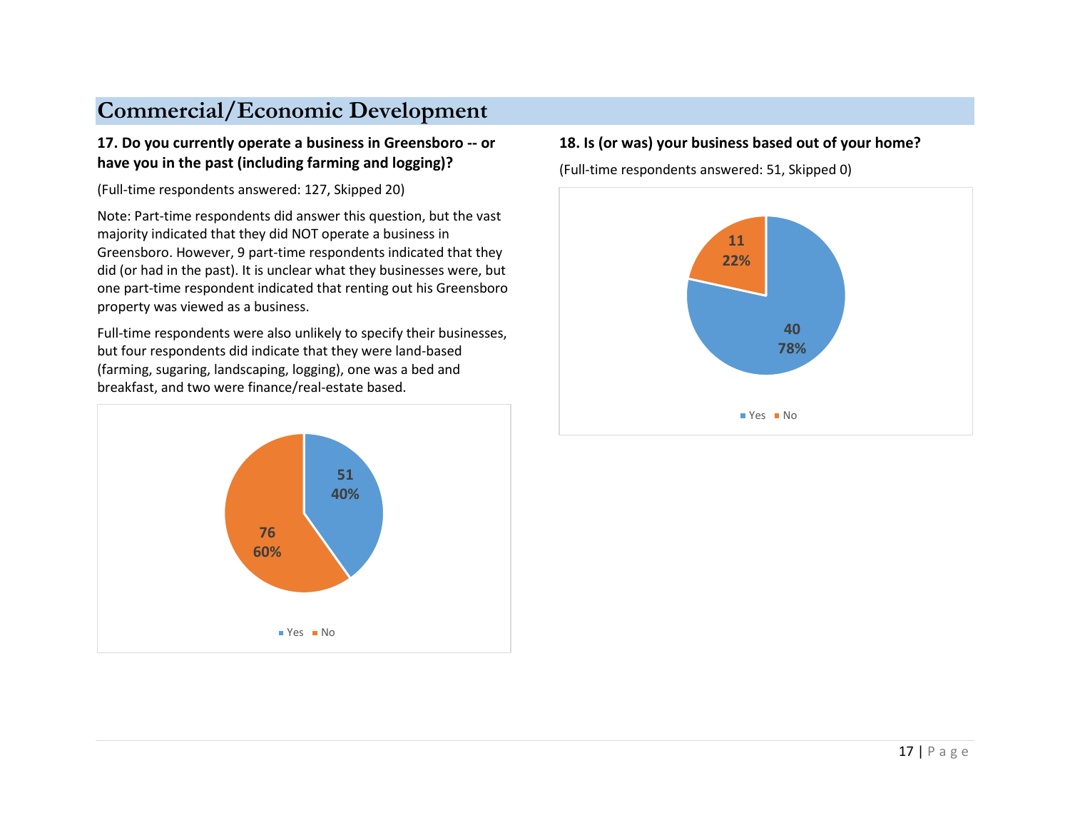# Commercial/Economic Development

### 17. Do you currently operate a business in Greensboro -- or have you in the past (including farming and logging)?

(Full-time respondents answered: 127, Skipped 20)

Note: Part-time respondents did answer this question, but the vast majority indicated that they did NOT operate a business in Greensboro. However, 9 part-time respondents indicated that they did (or had in the past). It is unclear what they businesses were, but one part-time respondent indicated that renting out his Greensboro property was viewed as a business.

Full-time respondents were also unlikely to specify their businesses, but four respondents did indicate that they were land-based (farming, sugaring, landscaping, logging), one was a bed and breakfast, and two were finance/real-estate based.

| Response | Count | Percent |
|---|---|---|
| Yes | 51 | 40% |
| No | 76 | 60% |

### 18. Is (or was) your business based out of your home?

(Full-time respondents answered: 51, Skipped 0)

| Response | Count | Percent |
|---|---|---|
| Yes | 40 | 78% |
| No | 11 | 22% |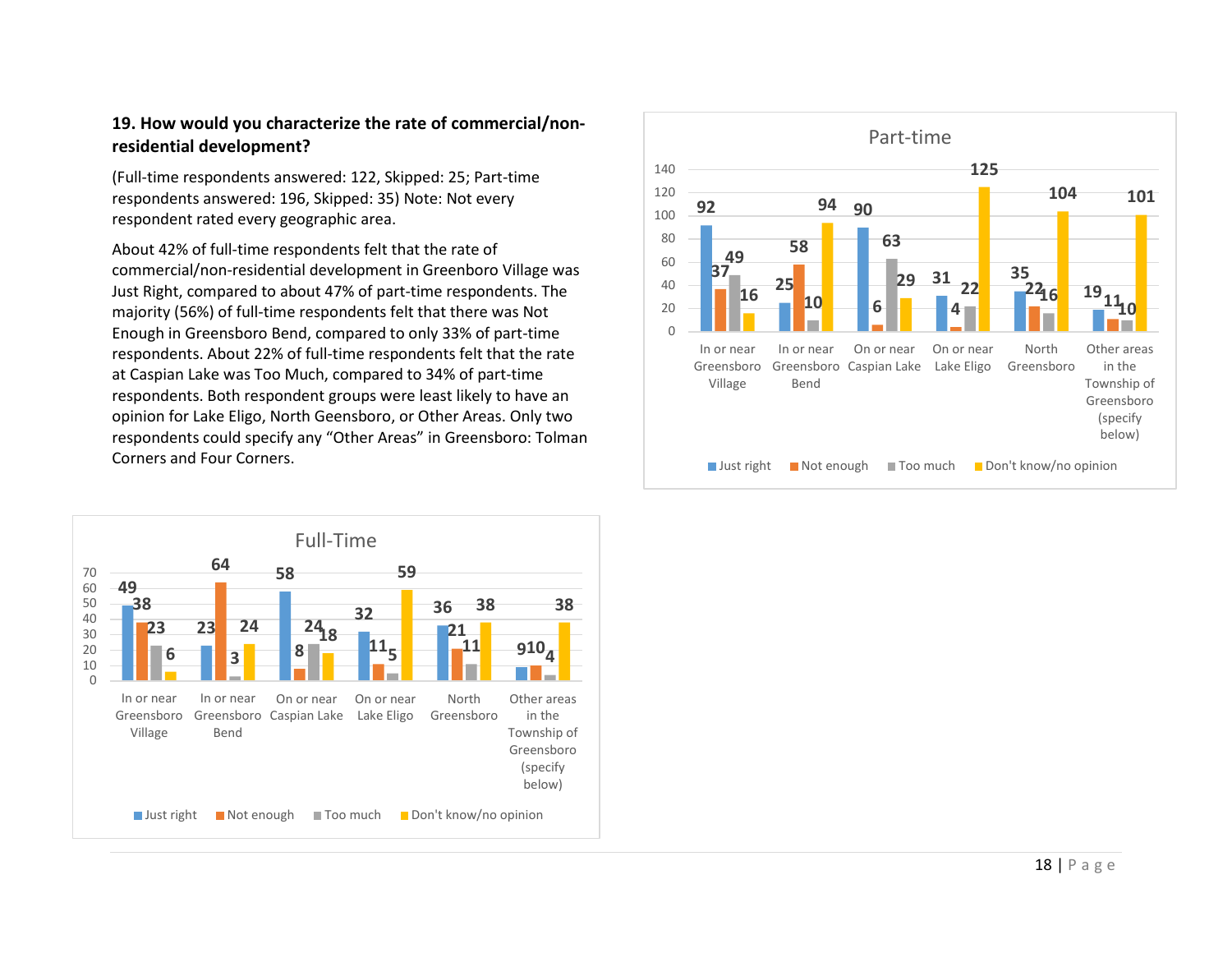**19. How would you characterize the rate of commercial/non-residential development?**

(Full-time respondents answered: 122, Skipped: 25; Part-time respondents answered: 196, Skipped: 35) Note: Not every respondent rated every geographic area.

About 42% of full-time respondents felt that the rate of commercial/non-residential development in Greenboro Village was Just Right, compared to about 47% of part-time respondents. The majority (56%) of full-time respondents felt that there was Not Enough in Greensboro Bend, compared to only 33% of part-time respondents. About 22% of full-time respondents felt that the rate at Caspian Lake was Too Much, compared to 34% of part-time respondents. Both respondent groups were least likely to have an opinion for Lake Eligo, North Geensboro, or Other Areas. Only two respondents could specify any "Other Areas" in Greensboro: Tolman Corners and Four Corners.

**Part-time**

| | Just right | Not enough | Too much | Don't know/no opinion |
|---|---|---|---|---|
| In or near Greensboro Village | 92 | 37 | 49 | 16 |
| In or near Greensboro Bend | 25 | 58 | 10 | 94 |
| On or near Caspian Lake | 90 | 6 | 63 | 29 |
| On or near Lake Eligo | 31 | 4 | 22 | 125 |
| North Greensboro | 35 | 22 | 16 | 104 |
| Other areas in the Township of Greensboro (specify below) | 19 | 11 | 10 | 101 |

**Full-Time**

| | Just right | Not enough | Too much | Don't know/no opinion |
|---|---|---|---|---|
| In or near Greensboro Village | 49 | 38 | 23 | 6 |
| In or near Greensboro Bend | 23 | 64 | 3 | 24 |
| On or near Caspian Lake | 58 | 8 | 24 | 18 |
| On or near Lake Eligo | 32 | 11 | 5 | 59 |
| North Greensboro | 36 | 21 | 11 | 38 |
| Other areas in the Township of Greensboro (specify below) | 9 | 10 | 4 | 38 |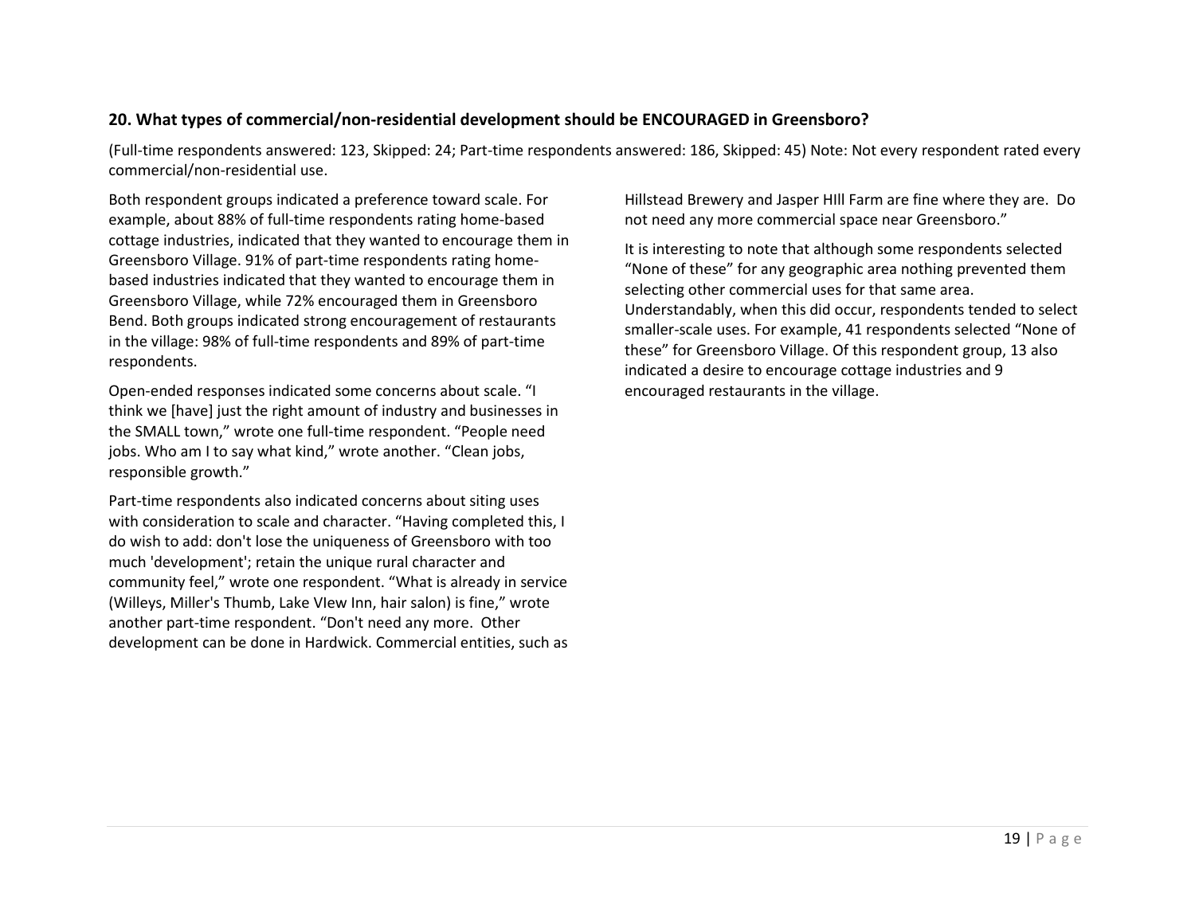### 20. What types of commercial/non-residential development should be ENCOURAGED in Greensboro?

(Full-time respondents answered: 123, Skipped: 24; Part-time respondents answered: 186, Skipped: 45) Note: Not every respondent rated every commercial/non-residential use.

Both respondent groups indicated a preference toward scale. For example, about 88% of full-time respondents rating home-based cottage industries, indicated that they wanted to encourage them in Greensboro Village. 91% of part-time respondents rating home-based industries indicated that they wanted to encourage them in Greensboro Village, while 72% encouraged them in Greensboro Bend. Both groups indicated strong encouragement of restaurants in the village: 98% of full-time respondents and 89% of part-time respondents.

Open-ended responses indicated some concerns about scale. "I think we [have] just the right amount of industry and businesses in the SMALL town," wrote one full-time respondent. "People need jobs. Who am I to say what kind," wrote another. "Clean jobs, responsible growth."

Part-time respondents also indicated concerns about siting uses with consideration to scale and character. "Having completed this, I do wish to add: don't lose the uniqueness of Greensboro with too much 'development'; retain the unique rural character and community feel," wrote one respondent. "What is already in service (Willeys, Miller's Thumb, Lake VIew Inn, hair salon) is fine," wrote another part-time respondent. "Don't need any more. Other development can be done in Hardwick. Commercial entities, such as Hillstead Brewery and Jasper HIll Farm are fine where they are. Do not need any more commercial space near Greensboro."

It is interesting to note that although some respondents selected "None of these" for any geographic area nothing prevented them selecting other commercial uses for that same area. Understandably, when this did occur, respondents tended to select smaller-scale uses. For example, 41 respondents selected "None of these" for Greensboro Village. Of this respondent group, 13 also indicated a desire to encourage cottage industries and 9 encouraged restaurants in the village.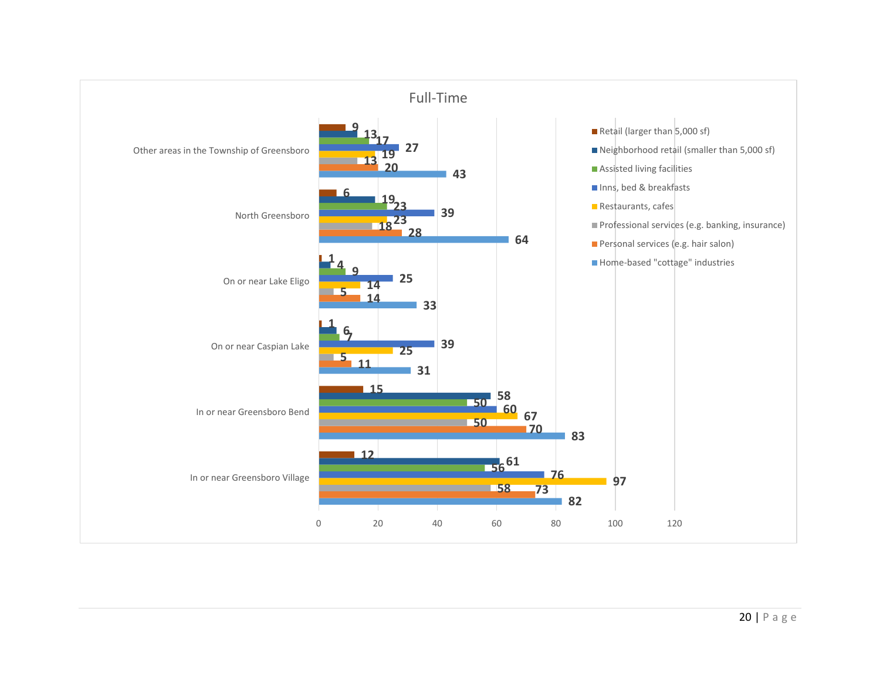## Full-Time

| Area | Retail (larger than 5,000 sf) | Neighborhood retail (smaller than 5,000 sf) | Assisted living facilities | Inns, bed & breakfasts | Restaurants, cafes | Professional services (e.g. banking, insurance) | Personal services (e.g. hair salon) | Home-based "cottage" industries |
|---|---|---|---|---|---|---|---|---|
| Other areas in the Township of Greensboro | 9 | 13 | 17 | 27 | 19 | 13 | 20 | 43 |
| North Greensboro | 6 | 19 | 23 | 39 | 23 | 18 | 28 | 64 |
| On or near Lake Eligo | 1 | 4 | 9 | 25 | 14 | 5 | 14 | 33 |
| On or near Caspian Lake | 1 | 6 | 7 | 39 | 25 | 5 | 11 | 31 |
| In or near Greensboro Bend | 15 | 58 | 50 | 60 | 67 | 50 | 70 | 83 |
| In or near Greensboro Village | 12 | 61 | 56 | 76 | 97 | 58 | 73 | 82 |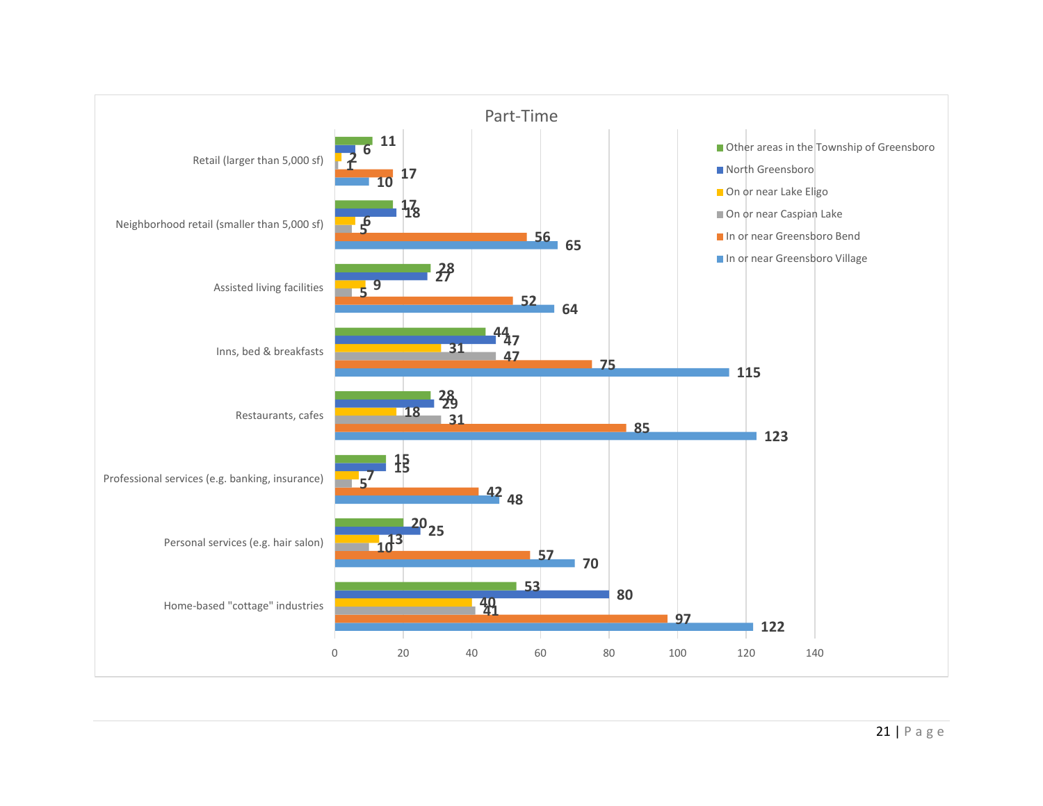## Part-Time

| Category | Other areas in the Township of Greensboro | North Greensboro | On or near Lake Eligo | On or near Caspian Lake | In or near Greensboro Bend | In or near Greensboro Village |
|---|---|---|---|---|---|---|
| Retail (larger than 5,000 sf) | 11 | 6 | 2 | 1 | 17 | 10 |
| Neighborhood retail (smaller than 5,000 sf) | 17 | 18 | 6 | 5 | 56 | 65 |
| Assisted living facilities | 28 | 27 | 9 | 5 | 52 | 64 |
| Inns, bed & breakfasts | 44 | 47 | 31 | 47 | 75 | 115 |
| Restaurants, cafes | 28 | 29 | 18 | 31 | 85 | 123 |
| Professional services (e.g. banking, insurance) | 15 | 15 | 7 | 5 | 42 | 48 |
| Personal services (e.g. hair salon) | 20 | 25 | 13 | 10 | 57 | 70 |
| Home-based "cottage" industries | 53 | 80 | 40 | 41 | 97 | 122 |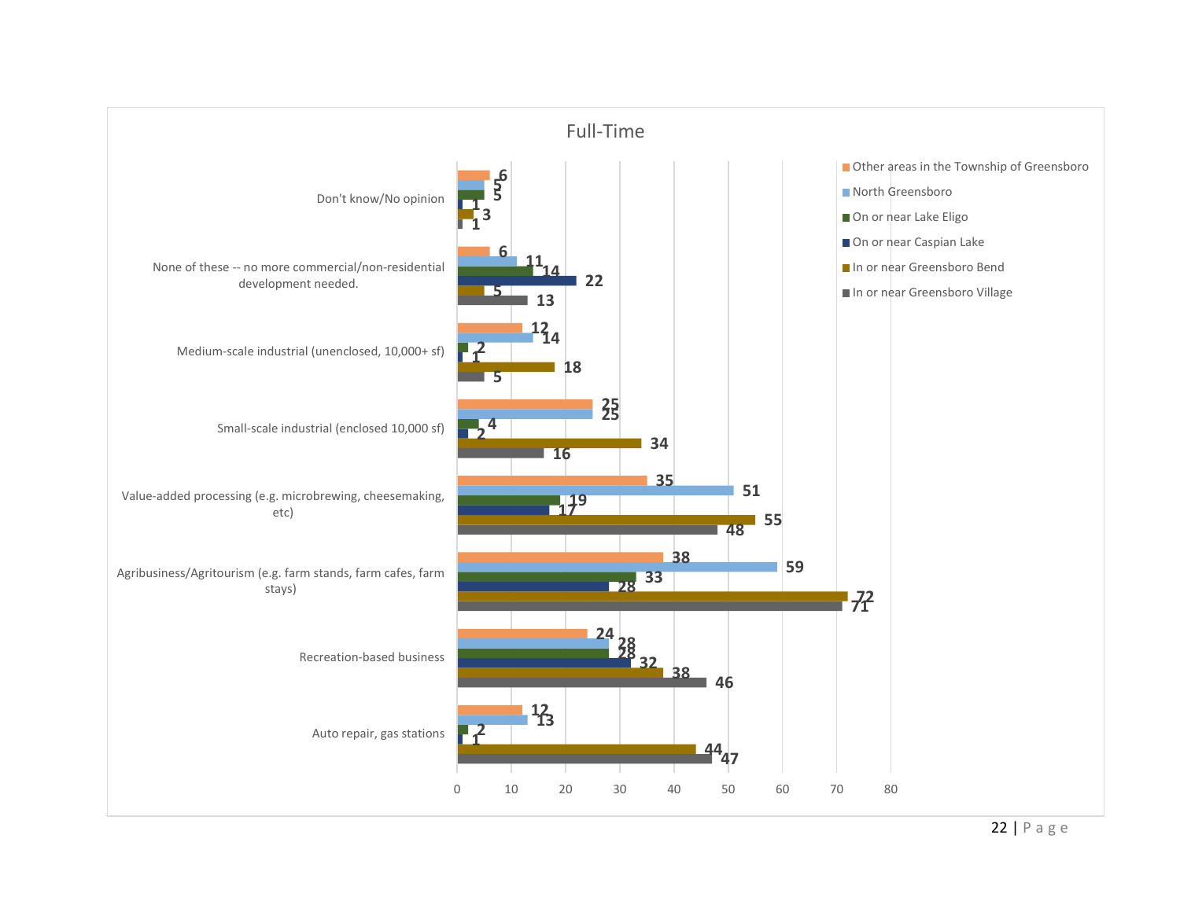## Full-Time

| Category | Other areas in the Township of Greensboro | North Greensboro | On or near Lake Eligo | On or near Caspian Lake | In or near Greensboro Bend | In or near Greensboro Village |
|---|---|---|---|---|---|---|
| Don't know/No opinion | 6 | 5 | 5 | 1 | 3 | 1 |
| None of these -- no more commercial/non-residential development needed. | 6 | 11 | 14 | 22 | 5 | 13 |
| Medium-scale industrial (unenclosed, 10,000+ sf) | 12 | 14 | 2 | 1 | 18 | 5 |
| Small-scale industrial (enclosed 10,000 sf) | 25 | 25 | 4 | 2 | 34 | 16 |
| Value-added processing (e.g. microbrewing, cheesemaking, etc) | 35 | 51 | 19 | 17 | 55 | 48 |
| Agribusiness/Agritourism (e.g. farm stands, farm cafes, farm stays) | 38 | 59 | 33 | 28 | 72 | 71 |
| Recreation-based business | 24 | 28 | 28 | 32 | 38 | 46 |
| Auto repair, gas stations | 12 | 13 | 2 | 1 | 44 | 47 |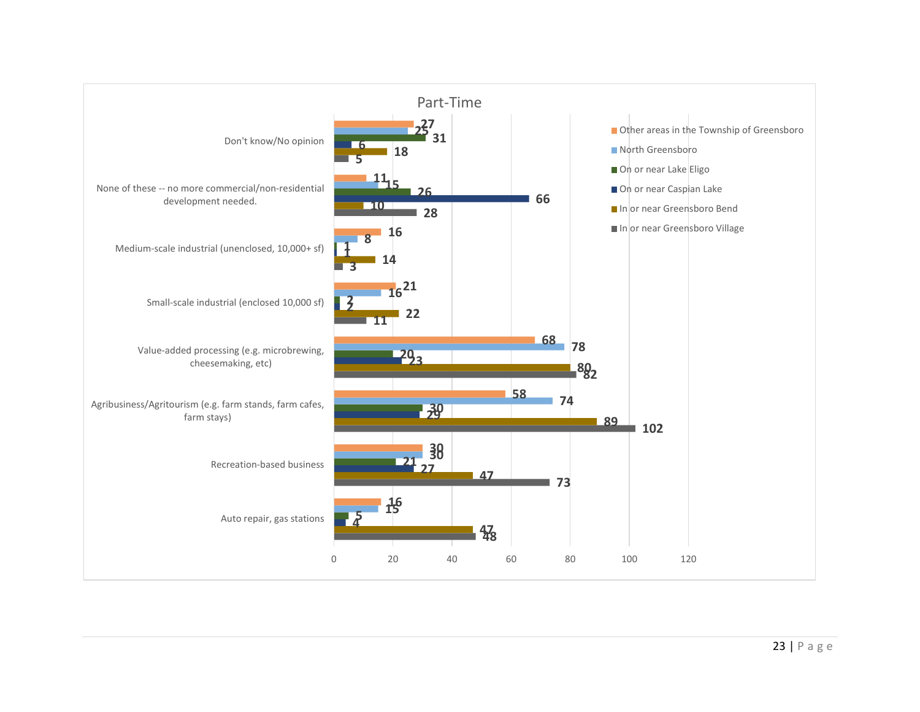## Part-Time

| | Other areas in the Township of Greensboro | North Greensboro | On or near Lake Eligo | On or near Caspian Lake | In or near Greensboro Bend | In or near Greensboro Village |
|---|---|---|---|---|---|---|
| Don't know/No opinion | 27 | 25 | 31 | 6 | 18 | 5 |
| None of these -- no more commercial/non-residential development needed. | 11 | 15 | 26 | 66 | 10 | 28 |
| Medium-scale industrial (unenclosed, 10,000+ sf) | 16 | 8 | 1 | 1 | 14 | 3 |
| Small-scale industrial (enclosed 10,000 sf) | 21 | 16 | 2 | 2 | 22 | 11 |
| Value-added processing (e.g. microbrewing, cheesemaking, etc) | 68 | 78 | 20 | 23 | 80 | 82 |
| Agribusiness/Agritourism (e.g. farm stands, farm cafes, farm stays) | 58 | 74 | 30 | 29 | 89 | 102 |
| Recreation-based business | 30 | 30 | 21 | 27 | 47 | 73 |
| Auto repair, gas stations | 16 | 15 | 5 | 4 | 47 | 48 |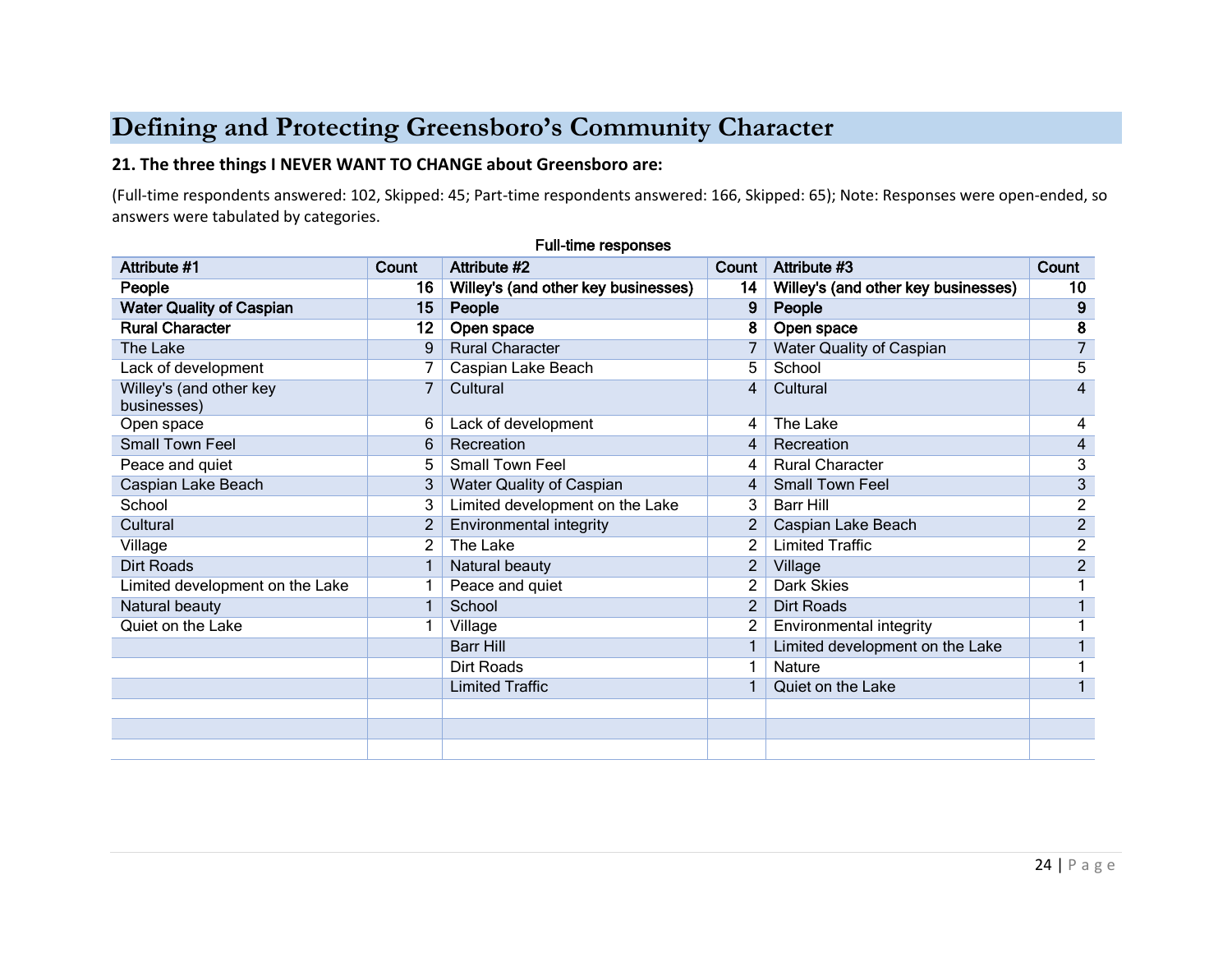# Defining and Protecting Greensboro's Community Character

**21. The three things I NEVER WANT TO CHANGE about Greensboro are:**

(Full-time respondents answered: 102, Skipped: 45; Part-time respondents answered: 166, Skipped: 65); Note: Responses were open-ended, so answers were tabulated by categories.

Full-time responses

| Attribute #1 | Count | Attribute #2 | Count | Attribute #3 | Count |
|---|---|---|---|---|---|
| **People** | **16** | **Willey's (and other key businesses)** | **14** | **Willey's (and other key businesses)** | **10** |
| **Water Quality of Caspian** | **15** | **People** | **9** | **People** | **9** |
| **Rural Character** | **12** | **Open space** | **8** | **Open space** | **8** |
| The Lake | 9 | Rural Character | 7 | Water Quality of Caspian | 7 |
| Lack of development | 7 | Caspian Lake Beach | 5 | School | 5 |
| Willey's (and other key businesses) | 7 | Cultural | 4 | Cultural | 4 |
| Open space | 6 | Lack of development | 4 | The Lake | 4 |
| Small Town Feel | 6 | Recreation | 4 | Recreation | 4 |
| Peace and quiet | 5 | Small Town Feel | 4 | Rural Character | 3 |
| Caspian Lake Beach | 3 | Water Quality of Caspian | 4 | Small Town Feel | 3 |
| School | 3 | Limited development on the Lake | 3 | Barr Hill | 2 |
| Cultural | 2 | Environmental integrity | 2 | Caspian Lake Beach | 2 |
| Village | 2 | The Lake | 2 | Limited Traffic | 2 |
| Dirt Roads | 1 | Natural beauty | 2 | Village | 2 |
| Limited development on the Lake | 1 | Peace and quiet | 2 | Dark Skies | 1 |
| Natural beauty | 1 | School | 2 | Dirt Roads | 1 |
| Quiet on the Lake | 1 | Village | 2 | Environmental integrity | 1 |
| | | Barr Hill | 1 | Limited development on the Lake | 1 |
| | | Dirt Roads | 1 | Nature | 1 |
| | | Limited Traffic | 1 | Quiet on the Lake | 1 |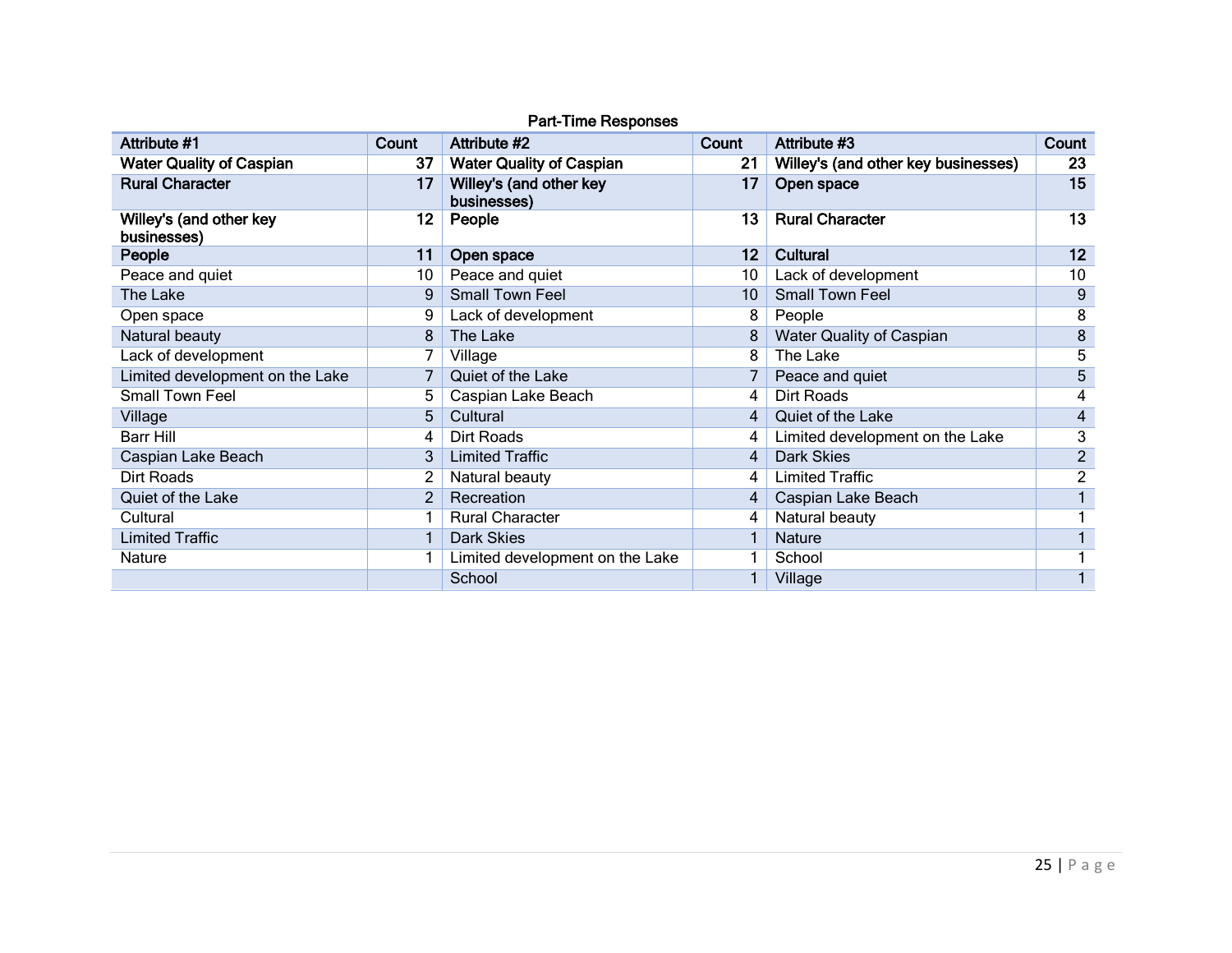**Part-Time Responses**

| Attribute #1 | Count | Attribute #2 | Count | Attribute #3 | Count |
|---|---|---|---|---|---|
| **Water Quality of Caspian** | **37** | **Water Quality of Caspian** | **21** | **Willey's (and other key businesses)** | **23** |
| **Rural Character** | **17** | **Willey's (and other key businesses)** | **17** | **Open space** | **15** |
| **Willey's (and other key businesses)** | **12** | **People** | **13** | **Rural Character** | **13** |
| **People** | **11** | **Open space** | **12** | **Cultural** | **12** |
| Peace and quiet | 10 | Peace and quiet | 10 | Lack of development | 10 |
| The Lake | 9 | Small Town Feel | 10 | Small Town Feel | 9 |
| Open space | 9 | Lack of development | 8 | People | 8 |
| Natural beauty | 8 | The Lake | 8 | Water Quality of Caspian | 8 |
| Lack of development | 7 | Village | 8 | The Lake | 5 |
| Limited development on the Lake | 7 | Quiet of the Lake | 7 | Peace and quiet | 5 |
| Small Town Feel | 5 | Caspian Lake Beach | 4 | Dirt Roads | 4 |
| Village | 5 | Cultural | 4 | Quiet of the Lake | 4 |
| Barr Hill | 4 | Dirt Roads | 4 | Limited development on the Lake | 3 |
| Caspian Lake Beach | 3 | Limited Traffic | 4 | Dark Skies | 2 |
| Dirt Roads | 2 | Natural beauty | 4 | Limited Traffic | 2 |
| Quiet of the Lake | 2 | Recreation | 4 | Caspian Lake Beach | 1 |
| Cultural | 1 | Rural Character | 4 | Natural beauty | 1 |
| Limited Traffic | 1 | Dark Skies | 1 | Nature | 1 |
| Nature | 1 | Limited development on the Lake | 1 | School | 1 |
| | | School | 1 | Village | 1 |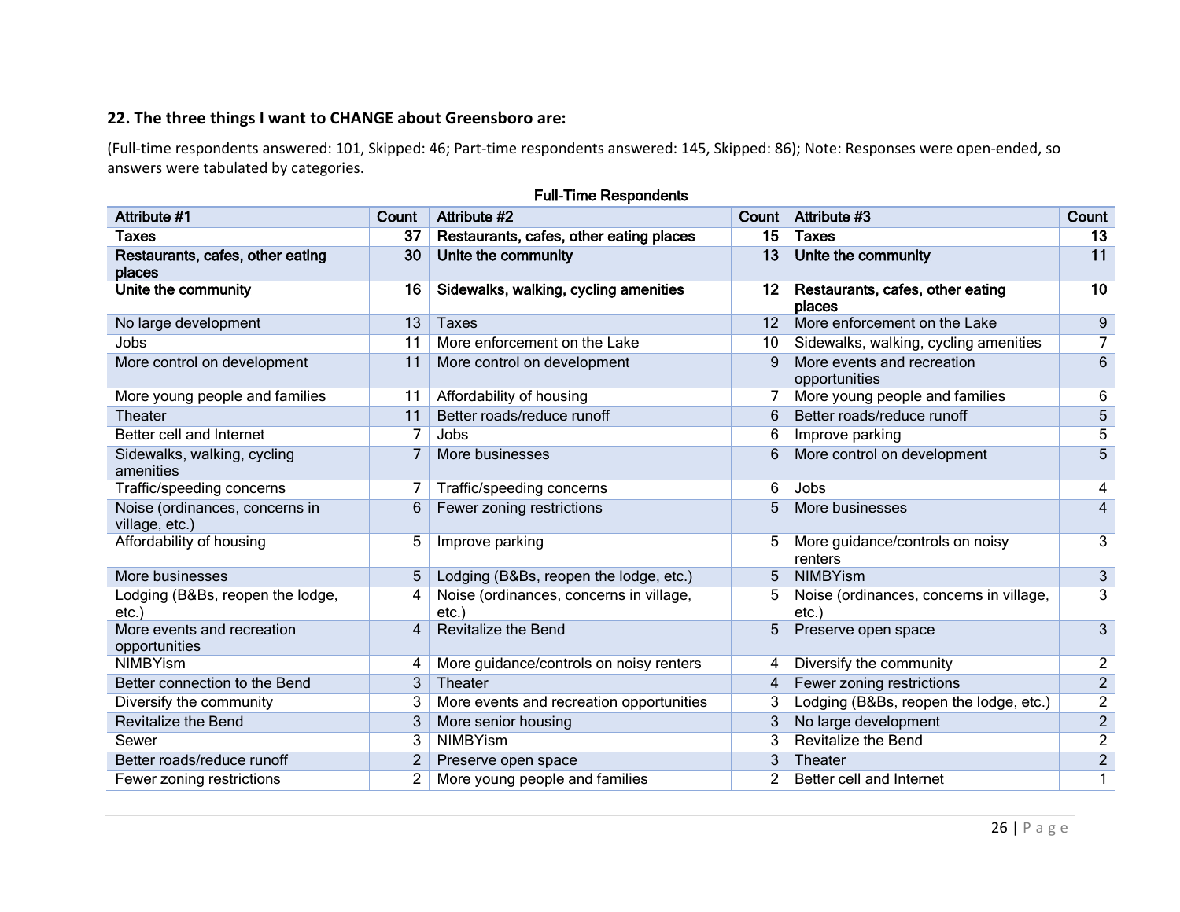### 22. The three things I want to CHANGE about Greensboro are:

(Full-time respondents answered: 101, Skipped: 46; Part-time respondents answered: 145, Skipped: 86); Note: Responses were open-ended, so answers were tabulated by categories.

**Full-Time Respondents**

| Attribute #1 | Count | Attribute #2 | Count | Attribute #3 | Count |
|---|---|---|---|---|---|
| **Taxes** | **37** | **Restaurants, cafes, other eating places** | **15** | **Taxes** | **13** |
| **Restaurants, cafes, other eating places** | **30** | **Unite the community** | **13** | **Unite the community** | **11** |
| **Unite the community** | **16** | **Sidewalks, walking, cycling amenities** | **12** | **Restaurants, cafes, other eating places** | **10** |
| No large development | 13 | Taxes | 12 | More enforcement on the Lake | 9 |
| Jobs | 11 | More enforcement on the Lake | 10 | Sidewalks, walking, cycling amenities | 7 |
| More control on development | 11 | More control on development | 9 | More events and recreation opportunities | 6 |
| More young people and families | 11 | Affordability of housing | 7 | More young people and families | 6 |
| Theater | 11 | Better roads/reduce runoff | 6 | Better roads/reduce runoff | 5 |
| Better cell and Internet | 7 | Jobs | 6 | Improve parking | 5 |
| Sidewalks, walking, cycling amenities | 7 | More businesses | 6 | More control on development | 5 |
| Traffic/speeding concerns | 7 | Traffic/speeding concerns | 6 | Jobs | 4 |
| Noise (ordinances, concerns in village, etc.) | 6 | Fewer zoning restrictions | 5 | More businesses | 4 |
| Affordability of housing | 5 | Improve parking | 5 | More guidance/controls on noisy renters | 3 |
| More businesses | 5 | Lodging (B&Bs, reopen the lodge, etc.) | 5 | NIMBYism | 3 |
| Lodging (B&Bs, reopen the lodge, etc.) | 4 | Noise (ordinances, concerns in village, etc.) | 5 | Noise (ordinances, concerns in village, etc.) | 3 |
| More events and recreation opportunities | 4 | Revitalize the Bend | 5 | Preserve open space | 3 |
| NIMBYism | 4 | More guidance/controls on noisy renters | 4 | Diversify the community | 2 |
| Better connection to the Bend | 3 | Theater | 4 | Fewer zoning restrictions | 2 |
| Diversify the community | 3 | More events and recreation opportunities | 3 | Lodging (B&Bs, reopen the lodge, etc.) | 2 |
| Revitalize the Bend | 3 | More senior housing | 3 | No large development | 2 |
| Sewer | 3 | NIMBYism | 3 | Revitalize the Bend | 2 |
| Better roads/reduce runoff | 2 | Preserve open space | 3 | Theater | 2 |
| Fewer zoning restrictions | 2 | More young people and families | 2 | Better cell and Internet | 1 |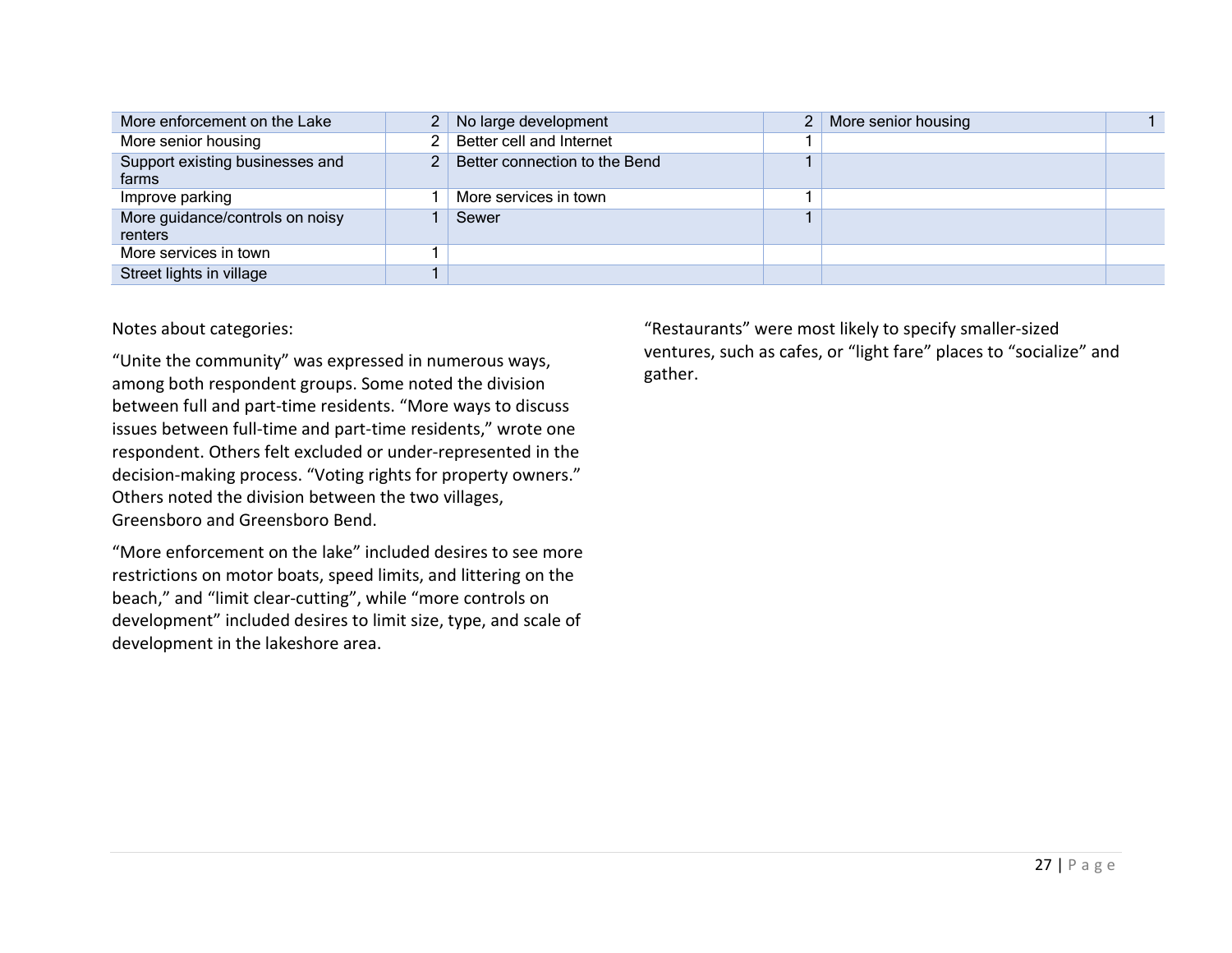| | | | | | |
|---|---|---|---|---|---|
| More enforcement on the Lake | 2 | No large development | 2 | More senior housing | 1 |
| More senior housing | 2 | Better cell and Internet | 1 | | |
| Support existing businesses and farms | 2 | Better connection to the Bend | 1 | | |
| Improve parking | 1 | More services in town | 1 | | |
| More guidance/controls on noisy renters | 1 | Sewer | 1 | | |
| More services in town | 1 | | | | |
| Street lights in village | 1 | | | | |

Notes about categories:

“Unite the community” was expressed in numerous ways, among both respondent groups. Some noted the division between full and part-time residents. “More ways to discuss issues between full-time and part-time residents,” wrote one respondent. Others felt excluded or under-represented in the decision-making process. “Voting rights for property owners.” Others noted the division between the two villages, Greensboro and Greensboro Bend.

“More enforcement on the lake” included desires to see more restrictions on motor boats, speed limits, and littering on the beach,” and “limit clear-cutting”, while “more controls on development” included desires to limit size, type, and scale of development in the lakeshore area.

“Restaurants” were most likely to specify smaller-sized ventures, such as cafes, or “light fare” places to “socialize” and gather.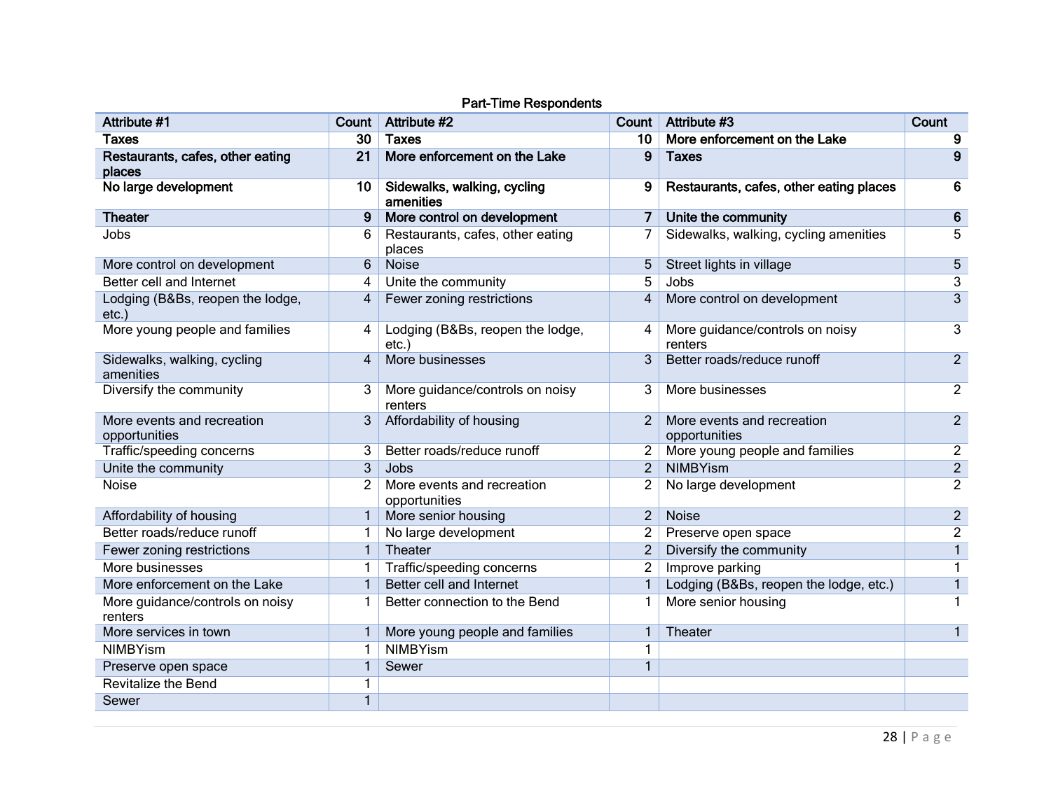**Part-Time Respondents**

| Attribute #1 | Count | Attribute #2 | Count | Attribute #3 | Count |
|---|---|---|---|---|---|
| **Taxes** | **30** | **Taxes** | **10** | **More enforcement on the Lake** | **9** |
| **Restaurants, cafes, other eating places** | **21** | **More enforcement on the Lake** | **9** | **Taxes** | **9** |
| **No large development** | **10** | **Sidewalks, walking, cycling amenities** | **9** | **Restaurants, cafes, other eating places** | **6** |
| **Theater** | **9** | **More control on development** | **7** | **Unite the community** | **6** |
| Jobs | 6 | Restaurants, cafes, other eating places | 7 | Sidewalks, walking, cycling amenities | 5 |
| More control on development | 6 | Noise | 5 | Street lights in village | 5 |
| Better cell and Internet | 4 | Unite the community | 5 | Jobs | 3 |
| Lodging (B&Bs, reopen the lodge, etc.) | 4 | Fewer zoning restrictions | 4 | More control on development | 3 |
| More young people and families | 4 | Lodging (B&Bs, reopen the lodge, etc.) | 4 | More guidance/controls on noisy renters | 3 |
| Sidewalks, walking, cycling amenities | 4 | More businesses | 3 | Better roads/reduce runoff | 2 |
| Diversify the community | 3 | More guidance/controls on noisy renters | 3 | More businesses | 2 |
| More events and recreation opportunities | 3 | Affordability of housing | 2 | More events and recreation opportunities | 2 |
| Traffic/speeding concerns | 3 | Better roads/reduce runoff | 2 | More young people and families | 2 |
| Unite the community | 3 | Jobs | 2 | NIMBYism | 2 |
| Noise | 2 | More events and recreation opportunities | 2 | No large development | 2 |
| Affordability of housing | 1 | More senior housing | 2 | Noise | 2 |
| Better roads/reduce runoff | 1 | No large development | 2 | Preserve open space | 2 |
| Fewer zoning restrictions | 1 | Theater | 2 | Diversify the community | 1 |
| More businesses | 1 | Traffic/speeding concerns | 2 | Improve parking | 1 |
| More enforcement on the Lake | 1 | Better cell and Internet | 1 | Lodging (B&Bs, reopen the lodge, etc.) | 1 |
| More guidance/controls on noisy renters | 1 | Better connection to the Bend | 1 | More senior housing | 1 |
| More services in town | 1 | More young people and families | 1 | Theater | 1 |
| NIMBYism | 1 | NIMBYism | 1 | | |
| Preserve open space | 1 | Sewer | 1 | | |
| Revitalize the Bend | 1 | | | | |
| Sewer | 1 | | | | |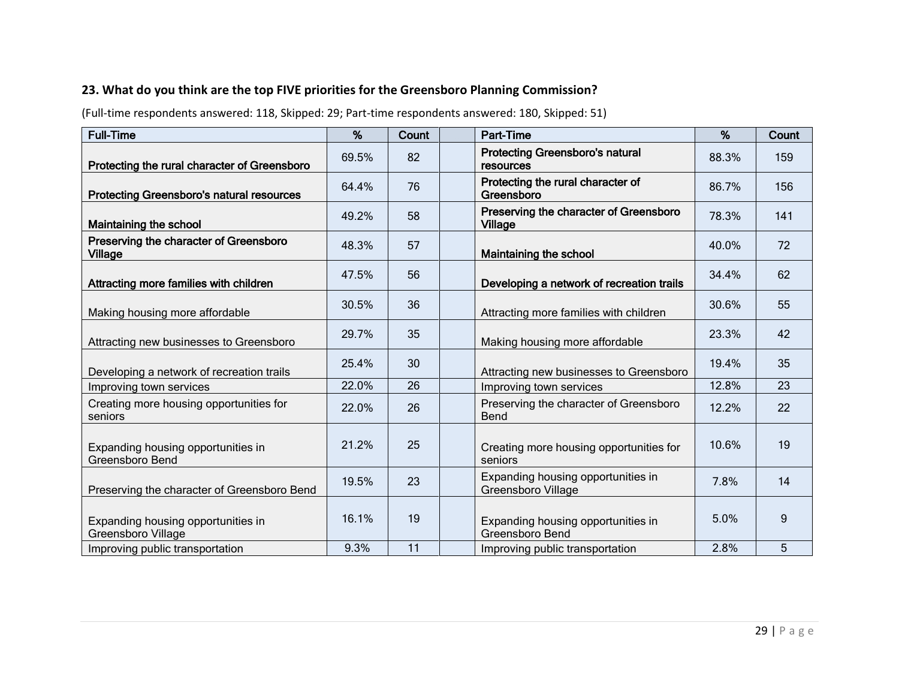**23. What do you think are the top FIVE priorities for the Greensboro Planning Commission?**

(Full-time respondents answered: 118, Skipped: 29; Part-time respondents answered: 180, Skipped: 51)

| Full-Time | % | Count | | Part-Time | % | Count |
|---|---|---|---|---|---|---|
| **Protecting the rural character of Greensboro** | 69.5% | 82 | | **Protecting Greensboro's natural resources** | 88.3% | 159 |
| **Protecting Greensboro's natural resources** | 64.4% | 76 | | **Protecting the rural character of Greensboro** | 86.7% | 156 |
| **Maintaining the school** | 49.2% | 58 | | **Preserving the character of Greensboro Village** | 78.3% | 141 |
| **Preserving the character of Greensboro Village** | 48.3% | 57 | | **Maintaining the school** | 40.0% | 72 |
| **Attracting more families with children** | 47.5% | 56 | | **Developing a network of recreation trails** | 34.4% | 62 |
| Making housing more affordable | 30.5% | 36 | | Attracting more families with children | 30.6% | 55 |
| Attracting new businesses to Greensboro | 29.7% | 35 | | Making housing more affordable | 23.3% | 42 |
| Developing a network of recreation trails | 25.4% | 30 | | Attracting new businesses to Greensboro | 19.4% | 35 |
| Improving town services | 22.0% | 26 | | Improving town services | 12.8% | 23 |
| Creating more housing opportunities for seniors | 22.0% | 26 | | Preserving the character of Greensboro Bend | 12.2% | 22 |
| Expanding housing opportunities in Greensboro Bend | 21.2% | 25 | | Creating more housing opportunities for seniors | 10.6% | 19 |
| Preserving the character of Greensboro Bend | 19.5% | 23 | | Expanding housing opportunities in Greensboro Village | 7.8% | 14 |
| Expanding housing opportunities in Greensboro Village | 16.1% | 19 | | Expanding housing opportunities in Greensboro Bend | 5.0% | 9 |
| Improving public transportation | 9.3% | 11 | | Improving public transportation | 2.8% | 5 |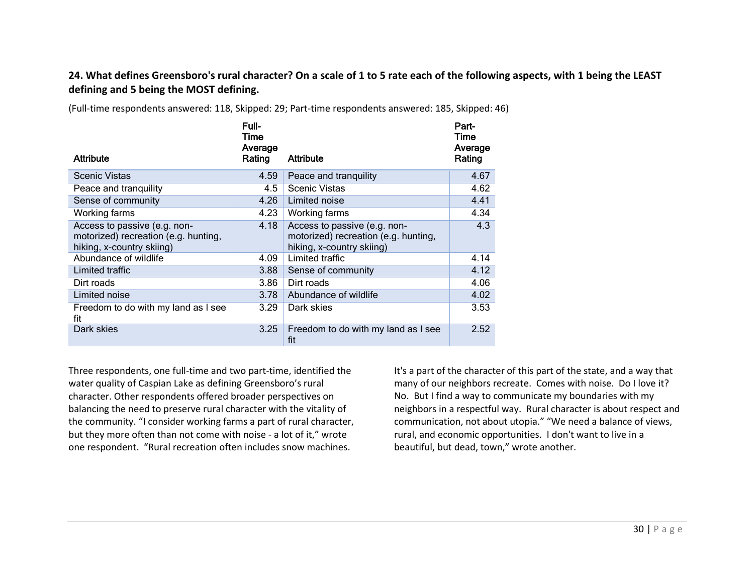**24. What defines Greensboro's rural character? On a scale of 1 to 5 rate each of the following aspects, with 1 being the LEAST defining and 5 being the MOST defining.**

(Full-time respondents answered: 118, Skipped: 29; Part-time respondents answered: 185, Skipped: 46)

| Attribute | Full-Time Average Rating | Attribute | Part-Time Average Rating |
|---|---|---|---|
| Scenic Vistas | 4.59 | Peace and tranquility | 4.67 |
| Peace and tranquility | 4.5 | Scenic Vistas | 4.62 |
| Sense of community | 4.26 | Limited noise | 4.41 |
| Working farms | 4.23 | Working farms | 4.34 |
| Access to passive (e.g. non-motorized) recreation (e.g. hunting, hiking, x-country skiing) | 4.18 | Access to passive (e.g. non-motorized) recreation (e.g. hunting, hiking, x-country skiing) | 4.3 |
| Abundance of wildlife | 4.09 | Limited traffic | 4.14 |
| Limited traffic | 3.88 | Sense of community | 4.12 |
| Dirt roads | 3.86 | Dirt roads | 4.06 |
| Limited noise | 3.78 | Abundance of wildlife | 4.02 |
| Freedom to do with my land as I see fit | 3.29 | Dark skies | 3.53 |
| Dark skies | 3.25 | Freedom to do with my land as I see fit | 2.52 |

Three respondents, one full-time and two part-time, identified the water quality of Caspian Lake as defining Greensboro's rural character. Other respondents offered broader perspectives on balancing the need to preserve rural character with the vitality of the community. "I consider working farms a part of rural character, but they more often than not come with noise - a lot of it," wrote one respondent. "Rural recreation often includes snow machines. It's a part of the character of this part of the state, and a way that many of our neighbors recreate. Comes with noise. Do I love it? No. But I find a way to communicate my boundaries with my neighbors in a respectful way. Rural character is about respect and communication, not about utopia." "We need a balance of views, rural, and economic opportunities. I don't want to live in a beautiful, but dead, town," wrote another.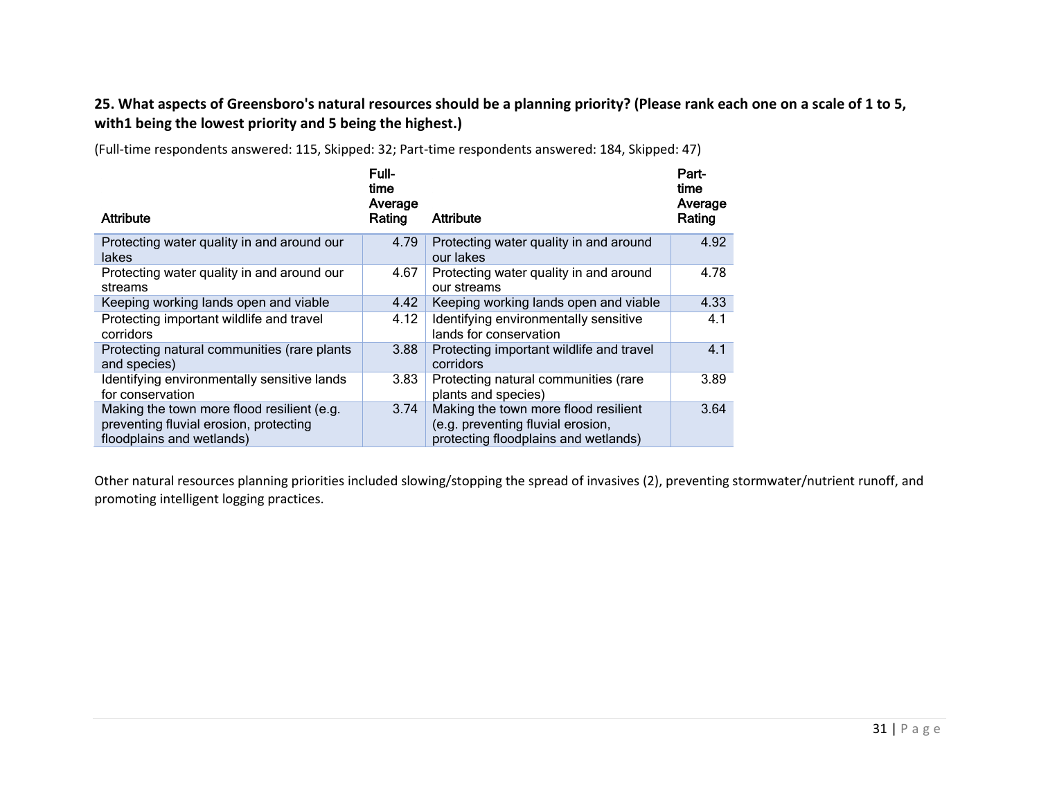**25. What aspects of Greensboro's natural resources should be a planning priority? (Please rank each one on a scale of 1 to 5, with1 being the lowest priority and 5 being the highest.)**

(Full-time respondents answered: 115, Skipped: 32; Part-time respondents answered: 184, Skipped: 47)

| Attribute | Full-time Average Rating | Attribute | Part-time Average Rating |
|---|---|---|---|
| Protecting water quality in and around our lakes | 4.79 | Protecting water quality in and around our lakes | 4.92 |
| Protecting water quality in and around our streams | 4.67 | Protecting water quality in and around our streams | 4.78 |
| Keeping working lands open and viable | 4.42 | Keeping working lands open and viable | 4.33 |
| Protecting important wildlife and travel corridors | 4.12 | Identifying environmentally sensitive lands for conservation | 4.1 |
| Protecting natural communities (rare plants and species) | 3.88 | Protecting important wildlife and travel corridors | 4.1 |
| Identifying environmentally sensitive lands for conservation | 3.83 | Protecting natural communities (rare plants and species) | 3.89 |
| Making the town more flood resilient (e.g. preventing fluvial erosion, protecting floodplains and wetlands) | 3.74 | Making the town more flood resilient (e.g. preventing fluvial erosion, protecting floodplains and wetlands) | 3.64 |

Other natural resources planning priorities included slowing/stopping the spread of invasives (2), preventing stormwater/nutrient runoff, and promoting intelligent logging practices.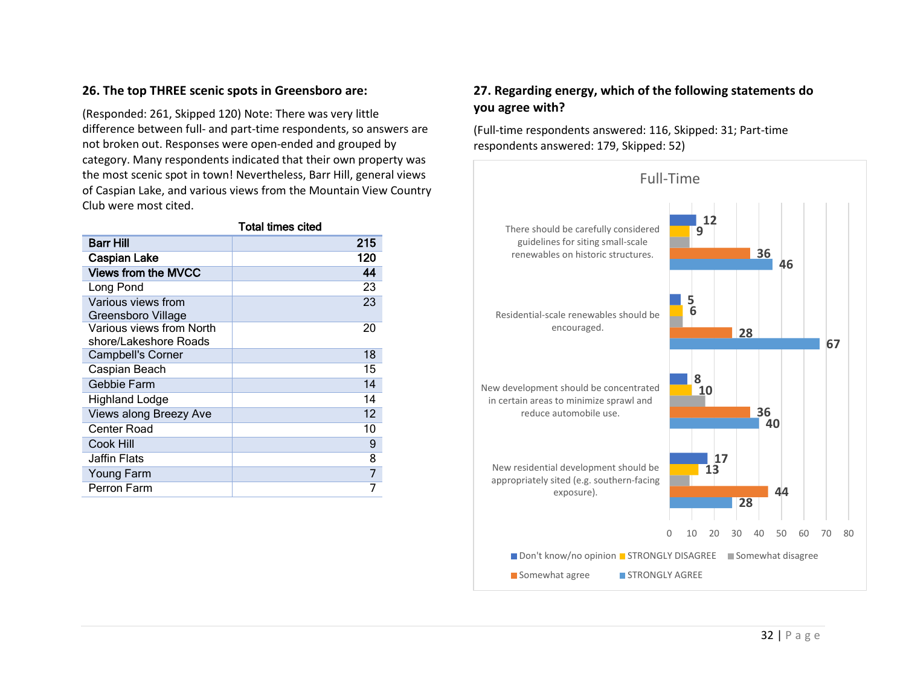### 26. The top THREE scenic spots in Greensboro are:

(Responded: 261, Skipped 120) Note: There was very little difference between full- and part-time respondents, so answers are not broken out. Responses were open-ended and grouped by category. Many respondents indicated that their own property was the most scenic spot in town! Nevertheless, Barr Hill, general views of Caspian Lake, and various views from the Mountain View Country Club were most cited.

| | Total times cited |
|---|---|
| **Barr Hill** | **215** |
| **Caspian Lake** | **120** |
| **Views from the MVCC** | **44** |
| Long Pond | 23 |
| Various views from Greensboro Village | 23 |
| Various views from North shore/Lakeshore Roads | 20 |
| Campbell's Corner | 18 |
| Caspian Beach | 15 |
| Gebbie Farm | 14 |
| Highland Lodge | 14 |
| Views along Breezy Ave | 12 |
| Center Road | 10 |
| Cook Hill | 9 |
| Jaffin Flats | 8 |
| Young Farm | 7 |
| Perron Farm | 7 |

### 27. Regarding energy, which of the following statements do you agree with?

(Full-time respondents answered: 116, Skipped: 31; Part-time respondents answered: 179, Skipped: 52)

Full-Time

| Statement | Don't know/no opinion | STRONGLY DISAGREE | Somewhat disagree | Somewhat agree | STRONGLY AGREE |
|---|---|---|---|---|---|
| There should be carefully considered guidelines for siting small-scale renewables on historic structures. | 12 | 9 | | 36 | 46 |
| Residential-scale renewables should be encouraged. | 5 | 6 | | 28 | 67 |
| New development should be concentrated in certain areas to minimize sprawl and reduce automobile use. | 8 | 10 | | 36 | 40 |
| New residential development should be appropriately sited (e.g. southern-facing exposure). | 17 | 13 | | 44 | 28 |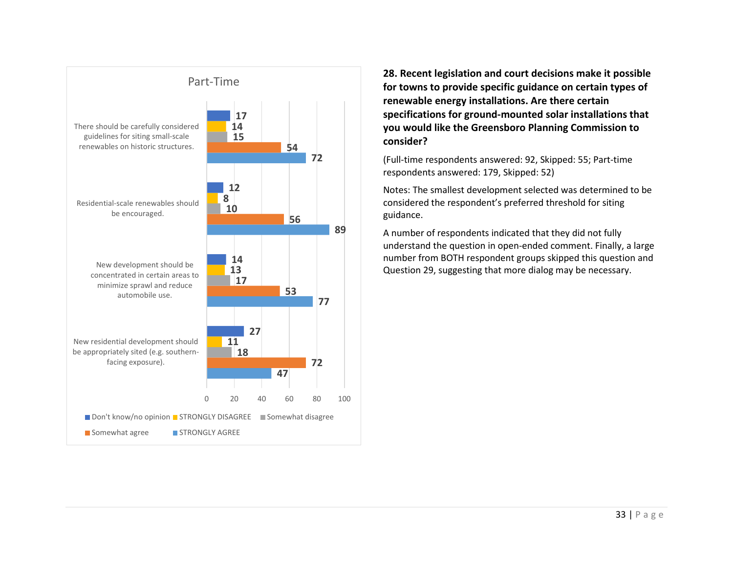**Part-Time**

| | Don't know/no opinion | STRONGLY DISAGREE | Somewhat disagree | Somewhat agree | STRONGLY AGREE |
|---|---|---|---|---|---|
| There should be carefully considered guidelines for siting small-scale renewables on historic structures. | 17 | 14 | 15 | 54 | 72 |
| Residential-scale renewables should be encouraged. | 12 | 8 | 10 | 56 | 89 |
| New development should be concentrated in certain areas to minimize sprawl and reduce automobile use. | 14 | 13 | 17 | 53 | 77 |
| New residential development should be appropriately sited (e.g. southern-facing exposure). | 27 | 11 | 18 | 72 | 47 |

**28. Recent legislation and court decisions make it possible for towns to provide specific guidance on certain types of renewable energy installations. Are there certain specifications for ground-mounted solar installations that you would like the Greensboro Planning Commission to consider?**

(Full-time respondents answered: 92, Skipped: 55; Part-time respondents answered: 179, Skipped: 52)

Notes: The smallest development selected was determined to be considered the respondent's preferred threshold for siting guidance.

A number of respondents indicated that they did not fully understand the question in open-ended comment. Finally, a large number from BOTH respondent groups skipped this question and Question 29, suggesting that more dialog may be necessary.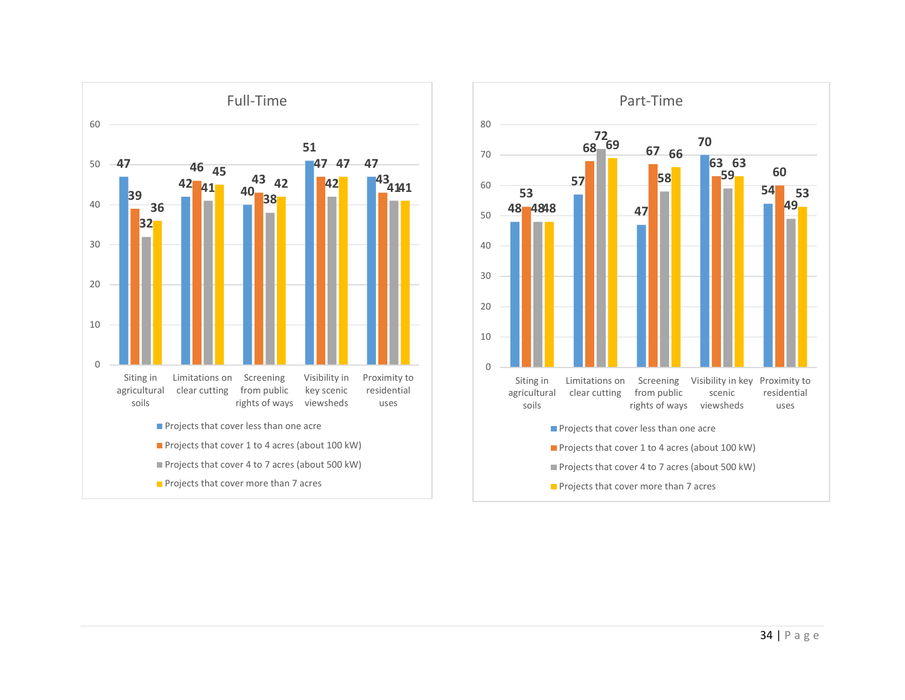## Full-Time

| | Siting in agricultural soils | Limitations on clear cutting | Screening from public rights of ways | Visibility in key scenic viewsheds | Proximity to residential uses |
|---|---|---|---|---|---|
| Projects that cover less than one acre | 47 | 42 | 40 | 51 | 47 |
| Projects that cover 1 to 4 acres (about 100 kW) | 39 | 46 | 43 | 47 | 43 |
| Projects that cover 4 to 7 acres (about 500 kW) | 32 | 41 | 38 | 42 | 41 |
| Projects that cover more than 7 acres | 36 | 45 | 42 | 47 | 41 |

## Part-Time

| | Siting in agricultural soils | Limitations on clear cutting | Screening from public rights of ways | Visibility in key scenic viewsheds | Proximity to residential uses |
|---|---|---|---|---|---|
| Projects that cover less than one acre | 48 | 57 | 47 | 70 | 54 |
| Projects that cover 1 to 4 acres (about 100 kW) | 53 | 68 | 67 | 63 | 60 |
| Projects that cover 4 to 7 acres (about 500 kW) | 48 | 72 | 58 | 59 | 49 |
| Projects that cover more than 7 acres | 48 | 69 | 66 | 63 | 53 |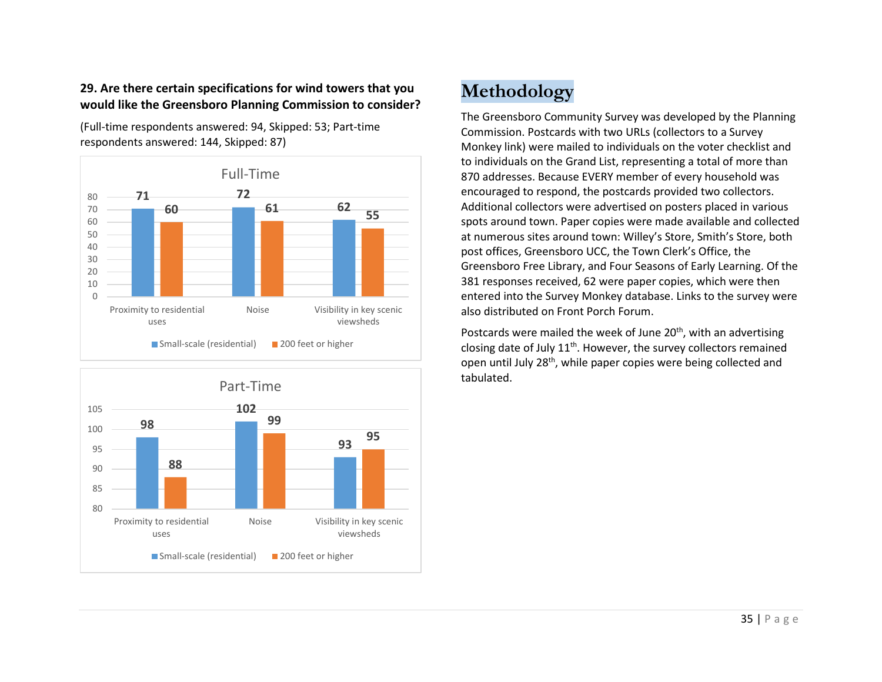**29. Are there certain specifications for wind towers that you would like the Greensboro Planning Commission to consider?**

(Full-time respondents answered: 94, Skipped: 53; Part-time respondents answered: 144, Skipped: 87)

Full-Time

80
70
60
50
40
30
20
10
0

71
60
72
61
62
55

Proximity to residential uses
Noise
Visibility in key scenic viewsheds

Small-scale (residential)
200 feet or higher

Part-Time

105
100
95
90
85
80

98
88
102
99
93
95

Proximity to residential uses
Noise
Visibility in key scenic viewsheds

Small-scale (residential)
200 feet or higher

# Methodology

The Greensboro Community Survey was developed by the Planning Commission. Postcards with two URLs (collectors to a Survey Monkey link) were mailed to individuals on the voter checklist and to individuals on the Grand List, representing a total of more than 870 addresses. Because EVERY member of every household was encouraged to respond, the postcards provided two collectors. Additional collectors were advertised on posters placed in various spots around town. Paper copies were made available and collected at numerous sites around town: Willey's Store, Smith's Store, both post offices, Greensboro UCC, the Town Clerk's Office, the Greensboro Free Library, and Four Seasons of Early Learning. Of the 381 responses received, 62 were paper copies, which were then entered into the Survey Monkey database. Links to the survey were also distributed on Front Porch Forum.

Postcards were mailed the week of June 20$^{th}$, with an advertising closing date of July 11$^{th}$. However, the survey collectors remained open until July 28$^{th}$, while paper copies were being collected and tabulated.